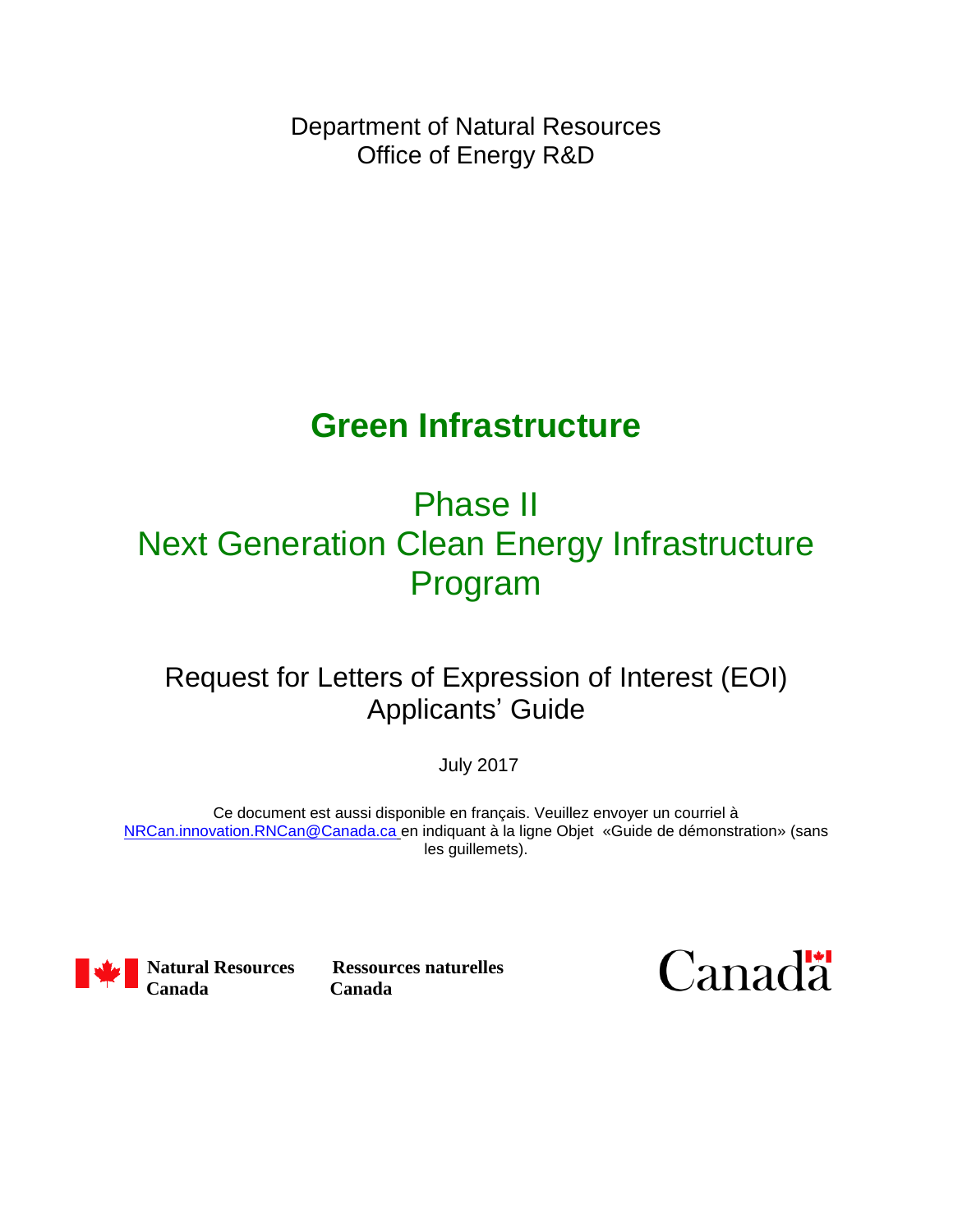Department of Natural Resources
Office of Energy R&D

# Green Infrastructure

## Phase II
## Next Generation Clean Energy Infrastructure Program

### Request for Letters of Expression of Interest (EOI) Applicants' Guide

July 2017

Ce document est aussi disponible en français. Veuillez envoyer un courriel à [NRCan.innovation.RNCan@Canada.ca](mailto:NRCan.innovation.RNCan@Canada.ca) en indiquant à la ligne Objet «Guide de démonstration» (sans les guillemets).

**Natural Resources Canada** **Ressources naturelles Canada**

Canada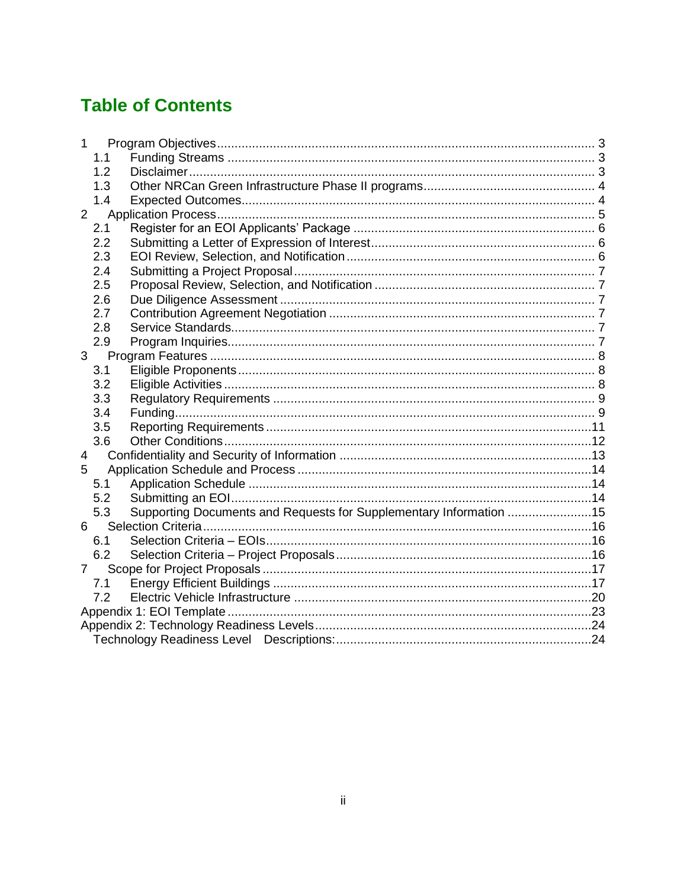# Table of Contents

- 1 Program Objectives ........ 3
  - 1.1 Funding Streams ........ 3
  - 1.2 Disclaimer ........ 3
  - 1.3 Other NRCan Green Infrastructure Phase II programs ........ 4
  - 1.4 Expected Outcomes ........ 4
- 2 Application Process ........ 5
  - 2.1 Register for an EOI Applicants' Package ........ 6
  - 2.2 Submitting a Letter of Expression of Interest ........ 6
  - 2.3 EOI Review, Selection, and Notification ........ 6
  - 2.4 Submitting a Project Proposal ........ 7
  - 2.5 Proposal Review, Selection, and Notification ........ 7
  - 2.6 Due Diligence Assessment ........ 7
  - 2.7 Contribution Agreement Negotiation ........ 7
  - 2.8 Service Standards ........ 7
  - 2.9 Program Inquiries ........ 7
- 3 Program Features ........ 8
  - 3.1 Eligible Proponents ........ 8
  - 3.2 Eligible Activities ........ 8
  - 3.3 Regulatory Requirements ........ 9
  - 3.4 Funding ........ 9
  - 3.5 Reporting Requirements ........ 11
  - 3.6 Other Conditions ........ 12
- 4 Confidentiality and Security of Information ........ 13
- 5 Application Schedule and Process ........ 14
  - 5.1 Application Schedule ........ 14
  - 5.2 Submitting an EOI ........ 14
  - 5.3 Supporting Documents and Requests for Supplementary Information ........ 15
- 6 Selection Criteria ........ 16
  - 6.1 Selection Criteria – EOIs ........ 16
  - 6.2 Selection Criteria – Project Proposals ........ 16
- 7 Scope for Project Proposals ........ 17
  - 7.1 Energy Efficient Buildings ........ 17
  - 7.2 Electric Vehicle Infrastructure ........ 20
- Appendix 1: EOI Template ........ 23
- Appendix 2: Technology Readiness Levels ........ 24
  - Technology Readiness Level Descriptions: ........ 24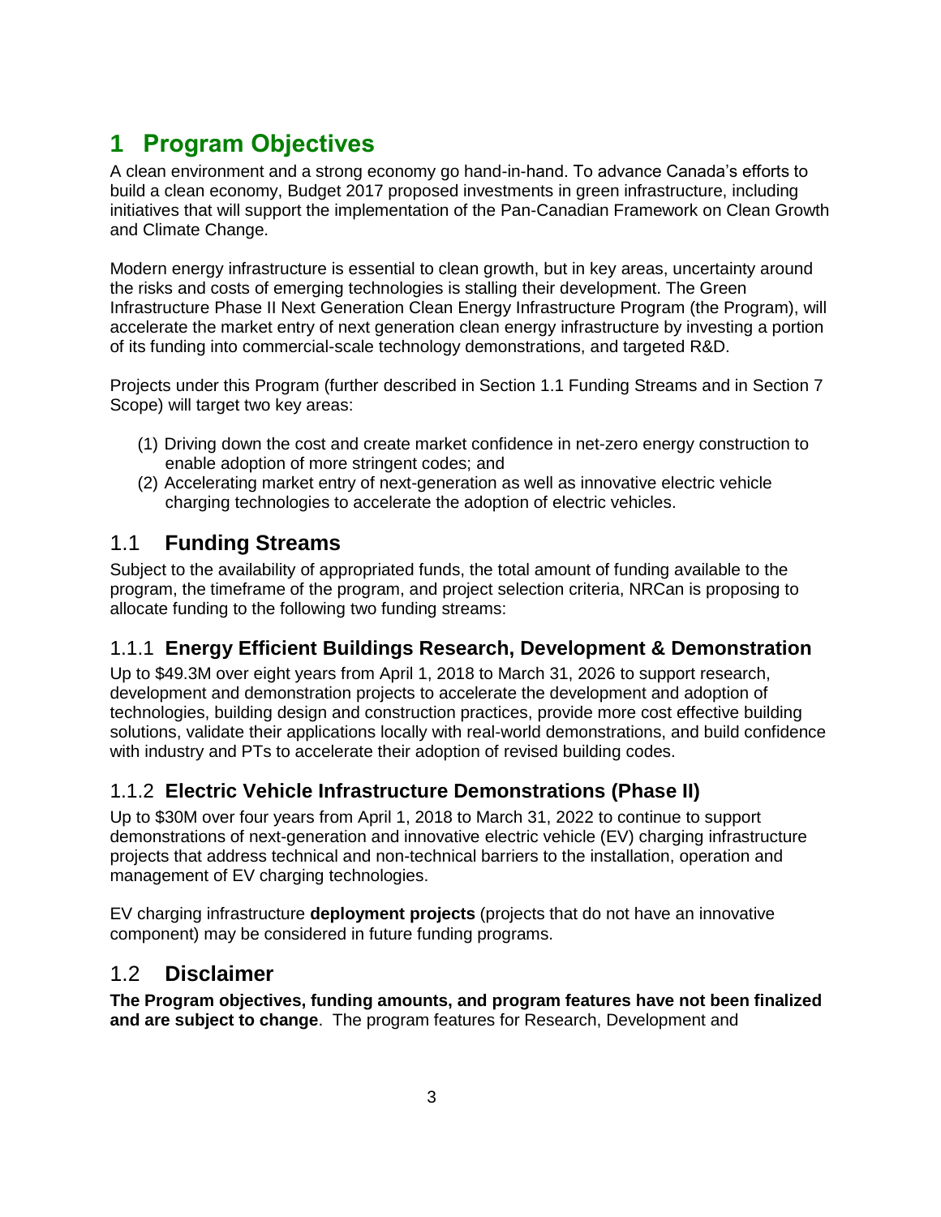# 1 Program Objectives

A clean environment and a strong economy go hand-in-hand. To advance Canada's efforts to build a clean economy, Budget 2017 proposed investments in green infrastructure, including initiatives that will support the implementation of the Pan-Canadian Framework on Clean Growth and Climate Change.

Modern energy infrastructure is essential to clean growth, but in key areas, uncertainty around the risks and costs of emerging technologies is stalling their development. The Green Infrastructure Phase II Next Generation Clean Energy Infrastructure Program (the Program), will accelerate the market entry of next generation clean energy infrastructure by investing a portion of its funding into commercial-scale technology demonstrations, and targeted R&D.

Projects under this Program (further described in Section 1.1 Funding Streams and in Section 7 Scope) will target two key areas:

(1) Driving down the cost and create market confidence in net-zero energy construction to enable adoption of more stringent codes; and
(2) Accelerating market entry of next-generation as well as innovative electric vehicle charging technologies to accelerate the adoption of electric vehicles.

## 1.1 Funding Streams

Subject to the availability of appropriated funds, the total amount of funding available to the program, the timeframe of the program, and project selection criteria, NRCan is proposing to allocate funding to the following two funding streams:

### 1.1.1 Energy Efficient Buildings Research, Development & Demonstration

Up to $49.3M over eight years from April 1, 2018 to March 31, 2026 to support research, development and demonstration projects to accelerate the development and adoption of technologies, building design and construction practices, provide more cost effective building solutions, validate their applications locally with real-world demonstrations, and build confidence with industry and PTs to accelerate their adoption of revised building codes.

### 1.1.2 Electric Vehicle Infrastructure Demonstrations (Phase II)

Up to $30M over four years from April 1, 2018 to March 31, 2022 to continue to support demonstrations of next-generation and innovative electric vehicle (EV) charging infrastructure projects that address technical and non-technical barriers to the installation, operation and management of EV charging technologies.

EV charging infrastructure **deployment projects** (projects that do not have an innovative component) may be considered in future funding programs.

## 1.2 Disclaimer

**The Program objectives, funding amounts, and program features have not been finalized and are subject to change**. The program features for Research, Development and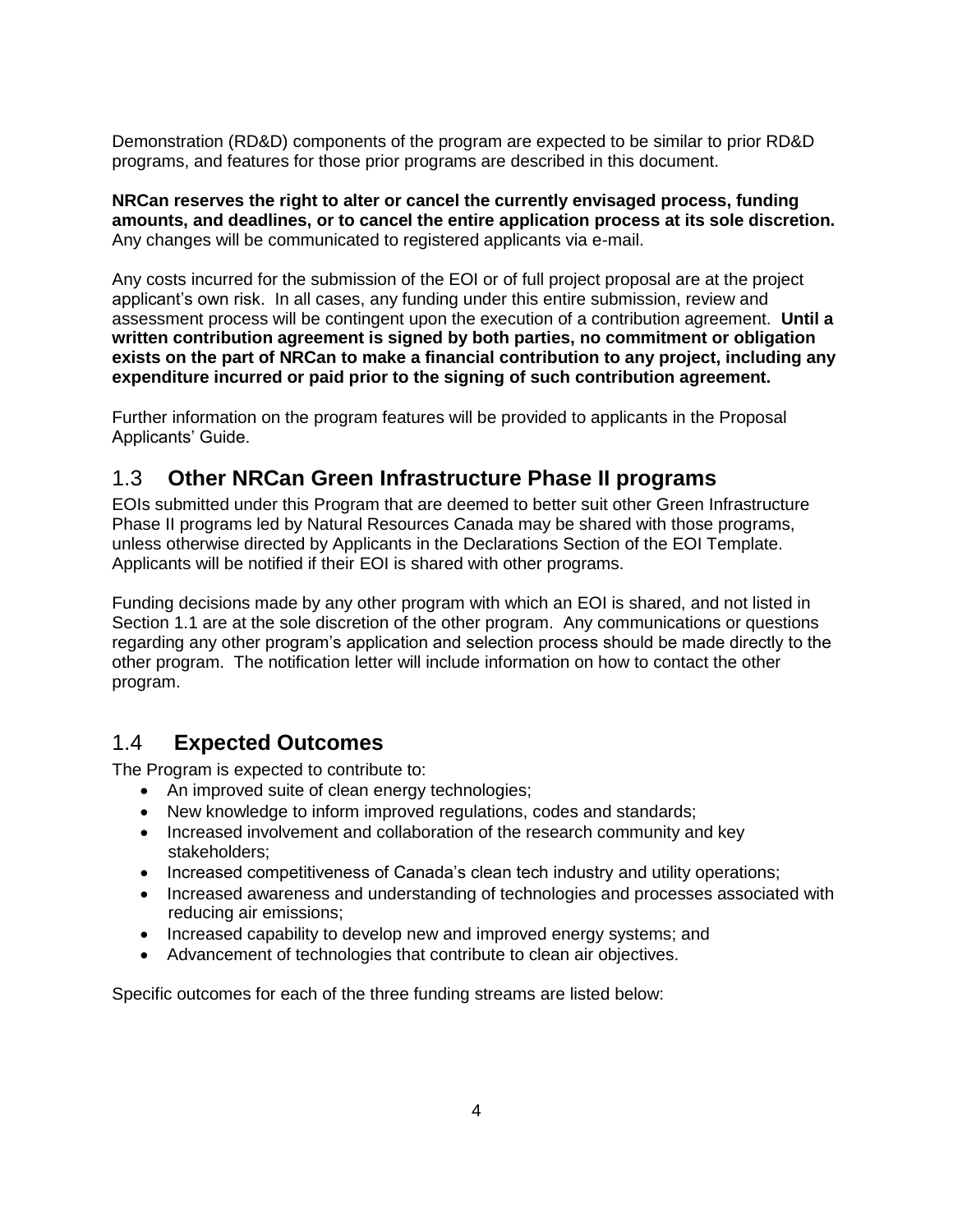Demonstration (RD&D) components of the program are expected to be similar to prior RD&D programs, and features for those prior programs are described in this document.

**NRCan reserves the right to alter or cancel the currently envisaged process, funding amounts, and deadlines, or to cancel the entire application process at its sole discretion.** Any changes will be communicated to registered applicants via e-mail.

Any costs incurred for the submission of the EOI or of full project proposal are at the project applicant's own risk. In all cases, any funding under this entire submission, review and assessment process will be contingent upon the execution of a contribution agreement. **Until a written contribution agreement is signed by both parties, no commitment or obligation exists on the part of NRCan to make a financial contribution to any project, including any expenditure incurred or paid prior to the signing of such contribution agreement.**

Further information on the program features will be provided to applicants in the Proposal Applicants' Guide.

## 1.3 Other NRCan Green Infrastructure Phase II programs

EOIs submitted under this Program that are deemed to better suit other Green Infrastructure Phase II programs led by Natural Resources Canada may be shared with those programs, unless otherwise directed by Applicants in the Declarations Section of the EOI Template. Applicants will be notified if their EOI is shared with other programs.

Funding decisions made by any other program with which an EOI is shared, and not listed in Section 1.1 are at the sole discretion of the other program. Any communications or questions regarding any other program's application and selection process should be made directly to the other program. The notification letter will include information on how to contact the other program.

## 1.4 Expected Outcomes

The Program is expected to contribute to:

- An improved suite of clean energy technologies;
- New knowledge to inform improved regulations, codes and standards;
- Increased involvement and collaboration of the research community and key stakeholders;
- Increased competitiveness of Canada's clean tech industry and utility operations;
- Increased awareness and understanding of technologies and processes associated with reducing air emissions;
- Increased capability to develop new and improved energy systems; and
- Advancement of technologies that contribute to clean air objectives.

Specific outcomes for each of the three funding streams are listed below: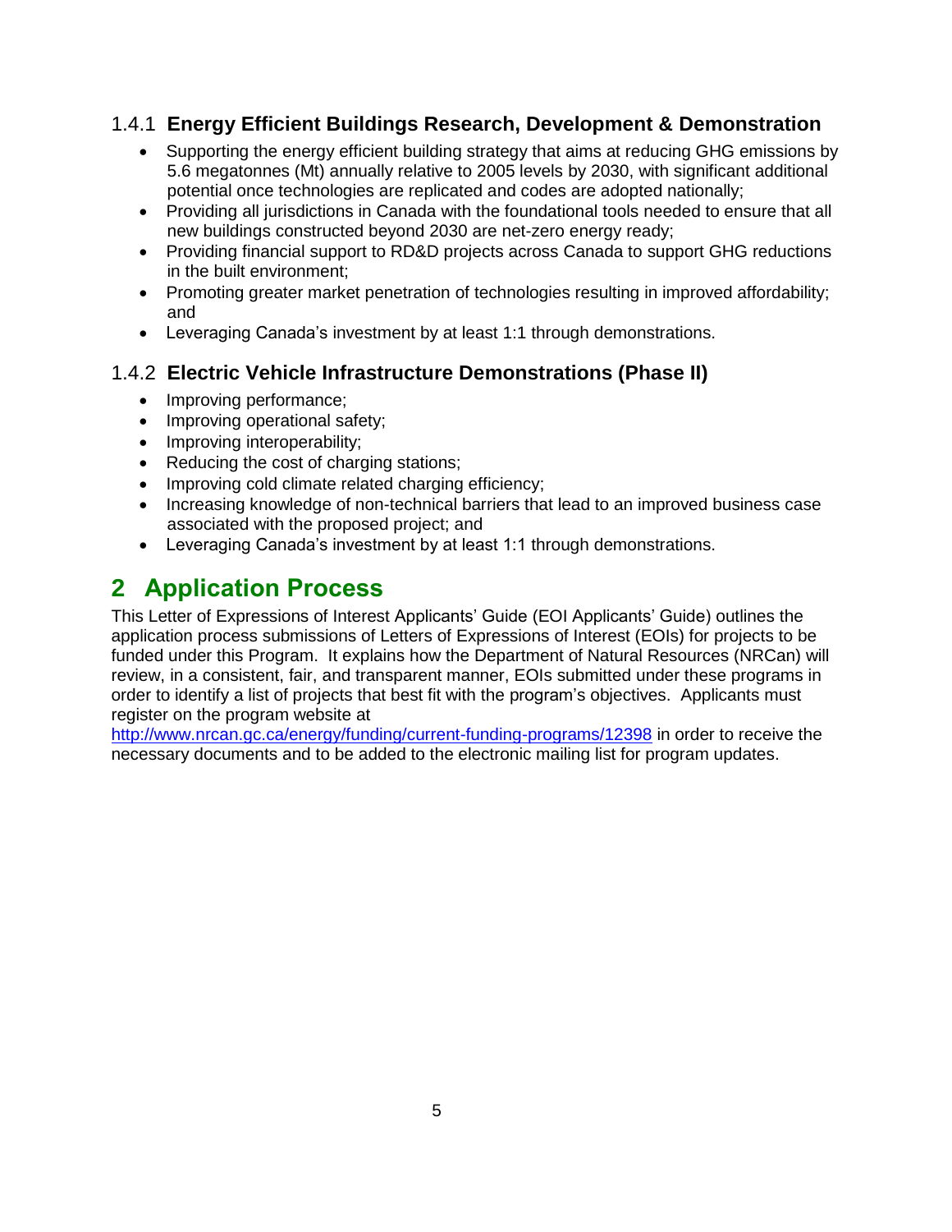### 1.4.1 Energy Efficient Buildings Research, Development & Demonstration

- Supporting the energy efficient building strategy that aims at reducing GHG emissions by 5.6 megatonnes (Mt) annually relative to 2005 levels by 2030, with significant additional potential once technologies are replicated and codes are adopted nationally;
- Providing all jurisdictions in Canada with the foundational tools needed to ensure that all new buildings constructed beyond 2030 are net-zero energy ready;
- Providing financial support to RD&D projects across Canada to support GHG reductions in the built environment;
- Promoting greater market penetration of technologies resulting in improved affordability; and
- Leveraging Canada's investment by at least 1:1 through demonstrations.

### 1.4.2 Electric Vehicle Infrastructure Demonstrations (Phase II)

- Improving performance;
- Improving operational safety;
- Improving interoperability;
- Reducing the cost of charging stations;
- Improving cold climate related charging efficiency;
- Increasing knowledge of non-technical barriers that lead to an improved business case associated with the proposed project; and
- Leveraging Canada's investment by at least 1:1 through demonstrations.

# 2 Application Process

This Letter of Expressions of Interest Applicants' Guide (EOI Applicants' Guide) outlines the application process submissions of Letters of Expressions of Interest (EOIs) for projects to be funded under this Program. It explains how the Department of Natural Resources (NRCan) will review, in a consistent, fair, and transparent manner, EOIs submitted under these programs in order to identify a list of projects that best fit with the program's objectives. Applicants must register on the program website at http://www.nrcan.gc.ca/energy/funding/current-funding-programs/12398 in order to receive the necessary documents and to be added to the electronic mailing list for program updates.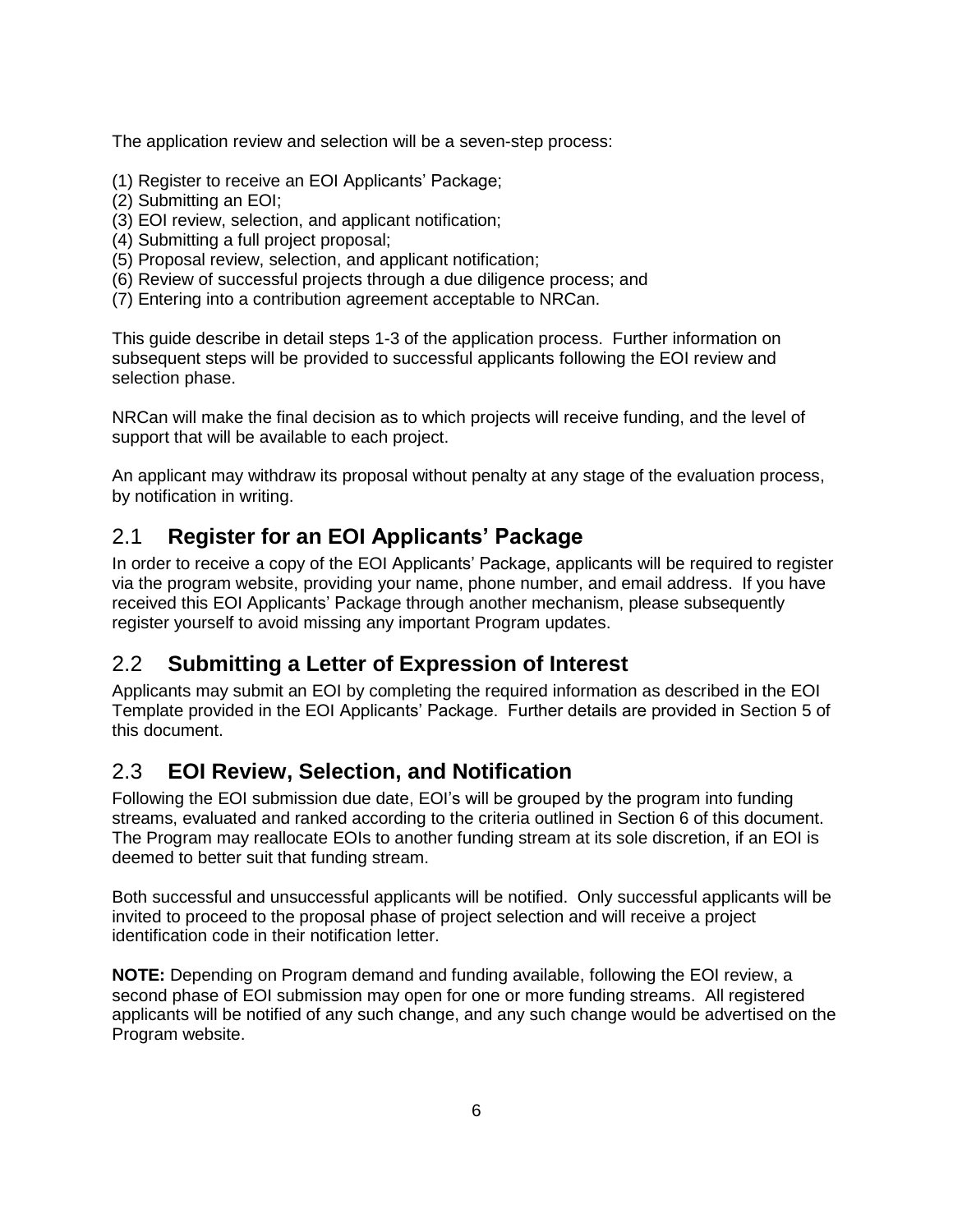The application review and selection will be a seven-step process:

(1) Register to receive an EOI Applicants' Package;
(2) Submitting an EOI;
(3) EOI review, selection, and applicant notification;
(4) Submitting a full project proposal;
(5) Proposal review, selection, and applicant notification;
(6) Review of successful projects through a due diligence process; and
(7) Entering into a contribution agreement acceptable to NRCan.

This guide describe in detail steps 1-3 of the application process. Further information on subsequent steps will be provided to successful applicants following the EOI review and selection phase.

NRCan will make the final decision as to which projects will receive funding, and the level of support that will be available to each project.

An applicant may withdraw its proposal without penalty at any stage of the evaluation process, by notification in writing.

## 2.1 Register for an EOI Applicants' Package

In order to receive a copy of the EOI Applicants' Package, applicants will be required to register via the program website, providing your name, phone number, and email address. If you have received this EOI Applicants' Package through another mechanism, please subsequently register yourself to avoid missing any important Program updates.

## 2.2 Submitting a Letter of Expression of Interest

Applicants may submit an EOI by completing the required information as described in the EOI Template provided in the EOI Applicants' Package. Further details are provided in Section 5 of this document.

## 2.3 EOI Review, Selection, and Notification

Following the EOI submission due date, EOI's will be grouped by the program into funding streams, evaluated and ranked according to the criteria outlined in Section 6 of this document. The Program may reallocate EOIs to another funding stream at its sole discretion, if an EOI is deemed to better suit that funding stream.

Both successful and unsuccessful applicants will be notified. Only successful applicants will be invited to proceed to the proposal phase of project selection and will receive a project identification code in their notification letter.

**NOTE:** Depending on Program demand and funding available, following the EOI review, a second phase of EOI submission may open for one or more funding streams. All registered applicants will be notified of any such change, and any such change would be advertised on the Program website.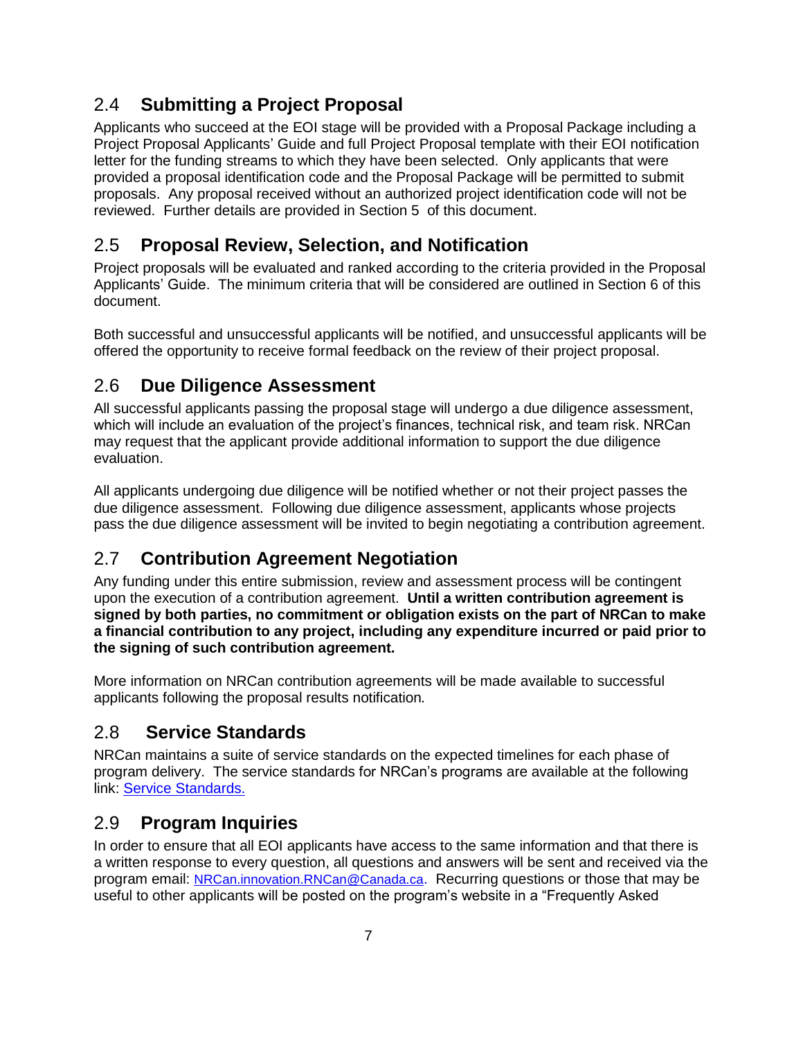## 2.4 Submitting a Project Proposal

Applicants who succeed at the EOI stage will be provided with a Proposal Package including a Project Proposal Applicants' Guide and full Project Proposal template with their EOI notification letter for the funding streams to which they have been selected. Only applicants that were provided a proposal identification code and the Proposal Package will be permitted to submit proposals. Any proposal received without an authorized project identification code will not be reviewed. Further details are provided in Section 5 of this document.

## 2.5 Proposal Review, Selection, and Notification

Project proposals will be evaluated and ranked according to the criteria provided in the Proposal Applicants' Guide. The minimum criteria that will be considered are outlined in Section 6 of this document.

Both successful and unsuccessful applicants will be notified, and unsuccessful applicants will be offered the opportunity to receive formal feedback on the review of their project proposal.

## 2.6 Due Diligence Assessment

All successful applicants passing the proposal stage will undergo a due diligence assessment, which will include an evaluation of the project's finances, technical risk, and team risk. NRCan may request that the applicant provide additional information to support the due diligence evaluation.

All applicants undergoing due diligence will be notified whether or not their project passes the due diligence assessment. Following due diligence assessment, applicants whose projects pass the due diligence assessment will be invited to begin negotiating a contribution agreement.

## 2.7 Contribution Agreement Negotiation

Any funding under this entire submission, review and assessment process will be contingent upon the execution of a contribution agreement. **Until a written contribution agreement is signed by both parties, no commitment or obligation exists on the part of NRCan to make a financial contribution to any project, including any expenditure incurred or paid prior to the signing of such contribution agreement.**

More information on NRCan contribution agreements will be made available to successful applicants following the proposal results notification.

## 2.8 Service Standards

NRCan maintains a suite of service standards on the expected timelines for each phase of program delivery. The service standards for NRCan's programs are available at the following link: [Service Standards.]()

## 2.9 Program Inquiries

In order to ensure that all EOI applicants have access to the same information and that there is a written response to every question, all questions and answers will be sent and received via the program email: NRCan.innovation.RNCan@Canada.ca. Recurring questions or those that may be useful to other applicants will be posted on the program's website in a "Frequently Asked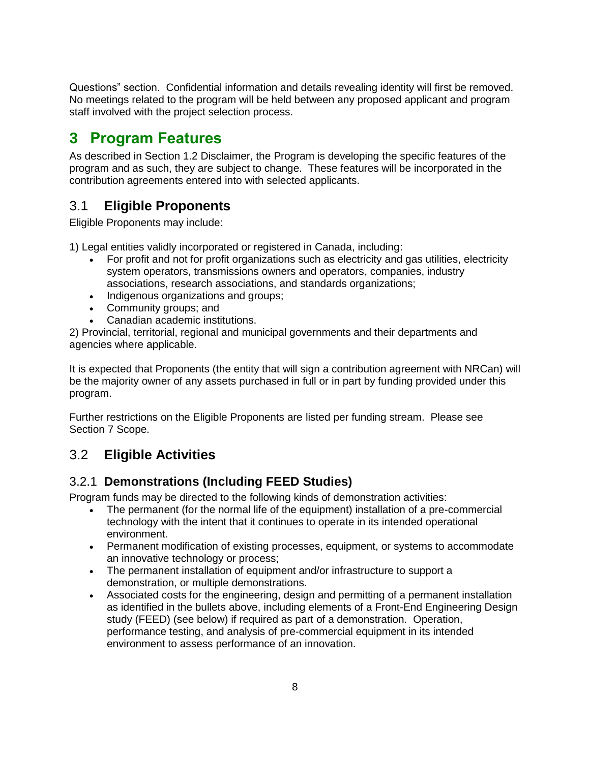Questions" section. Confidential information and details revealing identity will first be removed. No meetings related to the program will be held between any proposed applicant and program staff involved with the project selection process.

# 3 Program Features

As described in Section 1.2 Disclaimer, the Program is developing the specific features of the program and as such, they are subject to change. These features will be incorporated in the contribution agreements entered into with selected applicants.

## 3.1 Eligible Proponents

Eligible Proponents may include:

1) Legal entities validly incorporated or registered in Canada, including:

- For profit and not for profit organizations such as electricity and gas utilities, electricity system operators, transmissions owners and operators, companies, industry associations, research associations, and standards organizations;
- Indigenous organizations and groups;
- Community groups; and
- Canadian academic institutions.

2) Provincial, territorial, regional and municipal governments and their departments and agencies where applicable.

It is expected that Proponents (the entity that will sign a contribution agreement with NRCan) will be the majority owner of any assets purchased in full or in part by funding provided under this program.

Further restrictions on the Eligible Proponents are listed per funding stream. Please see Section 7 Scope.

## 3.2 Eligible Activities

### 3.2.1 Demonstrations (Including FEED Studies)

Program funds may be directed to the following kinds of demonstration activities:

- The permanent (for the normal life of the equipment) installation of a pre-commercial technology with the intent that it continues to operate in its intended operational environment.
- Permanent modification of existing processes, equipment, or systems to accommodate an innovative technology or process;
- The permanent installation of equipment and/or infrastructure to support a demonstration, or multiple demonstrations.
- Associated costs for the engineering, design and permitting of a permanent installation as identified in the bullets above, including elements of a Front-End Engineering Design study (FEED) (see below) if required as part of a demonstration. Operation, performance testing, and analysis of pre-commercial equipment in its intended environment to assess performance of an innovation.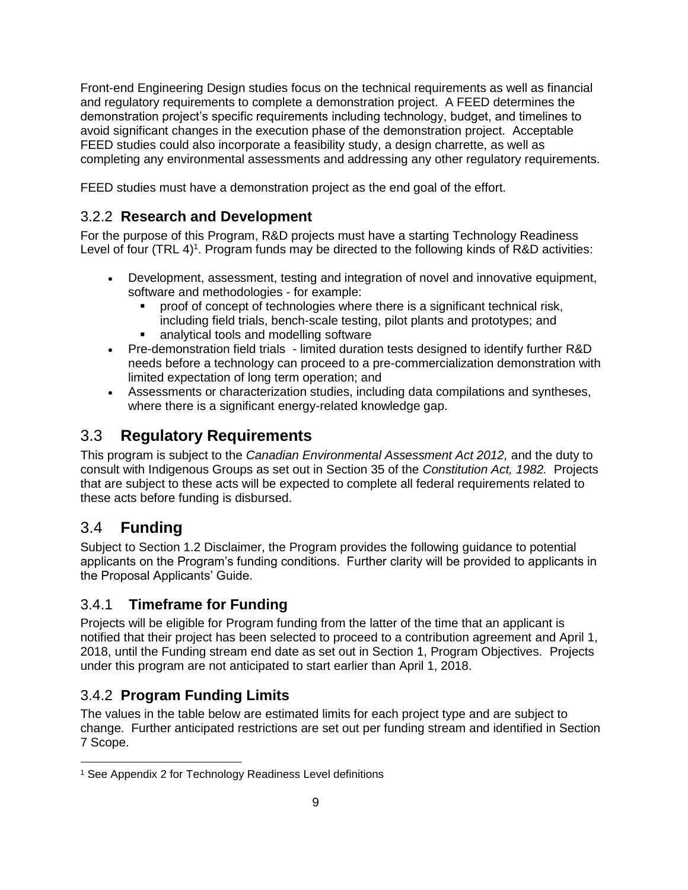Front-end Engineering Design studies focus on the technical requirements as well as financial and regulatory requirements to complete a demonstration project. A FEED determines the demonstration project's specific requirements including technology, budget, and timelines to avoid significant changes in the execution phase of the demonstration project. Acceptable FEED studies could also incorporate a feasibility study, a design charrette, as well as completing any environmental assessments and addressing any other regulatory requirements.

FEED studies must have a demonstration project as the end goal of the effort.

### 3.2.2 Research and Development

For the purpose of this Program, R&D projects must have a starting Technology Readiness Level of four (TRL 4)[1]. Program funds may be directed to the following kinds of R&D activities:

- Development, assessment, testing and integration of novel and innovative equipment, software and methodologies - for example:
  - proof of concept of technologies where there is a significant technical risk, including field trials, bench-scale testing, pilot plants and prototypes; and
  - analytical tools and modelling software
- Pre-demonstration field trials - limited duration tests designed to identify further R&D needs before a technology can proceed to a pre-commercialization demonstration with limited expectation of long term operation; and
- Assessments or characterization studies, including data compilations and syntheses, where there is a significant energy-related knowledge gap.

## 3.3 Regulatory Requirements

This program is subject to the *Canadian Environmental Assessment Act 2012,* and the duty to consult with Indigenous Groups as set out in Section 35 of the *Constitution Act, 1982.* Projects that are subject to these acts will be expected to complete all federal requirements related to these acts before funding is disbursed.

## 3.4 Funding

Subject to Section 1.2 Disclaimer, the Program provides the following guidance to potential applicants on the Program's funding conditions. Further clarity will be provided to applicants in the Proposal Applicants' Guide.

### 3.4.1 Timeframe for Funding

Projects will be eligible for Program funding from the latter of the time that an applicant is notified that their project has been selected to proceed to a contribution agreement and April 1, 2018, until the Funding stream end date as set out in Section 1, Program Objectives. Projects under this program are not anticipated to start earlier than April 1, 2018.

### 3.4.2 Program Funding Limits

The values in the table below are estimated limits for each project type and are subject to change. Further anticipated restrictions are set out per funding stream and identified in Section 7 Scope.

[1] See Appendix 2 for Technology Readiness Level definitions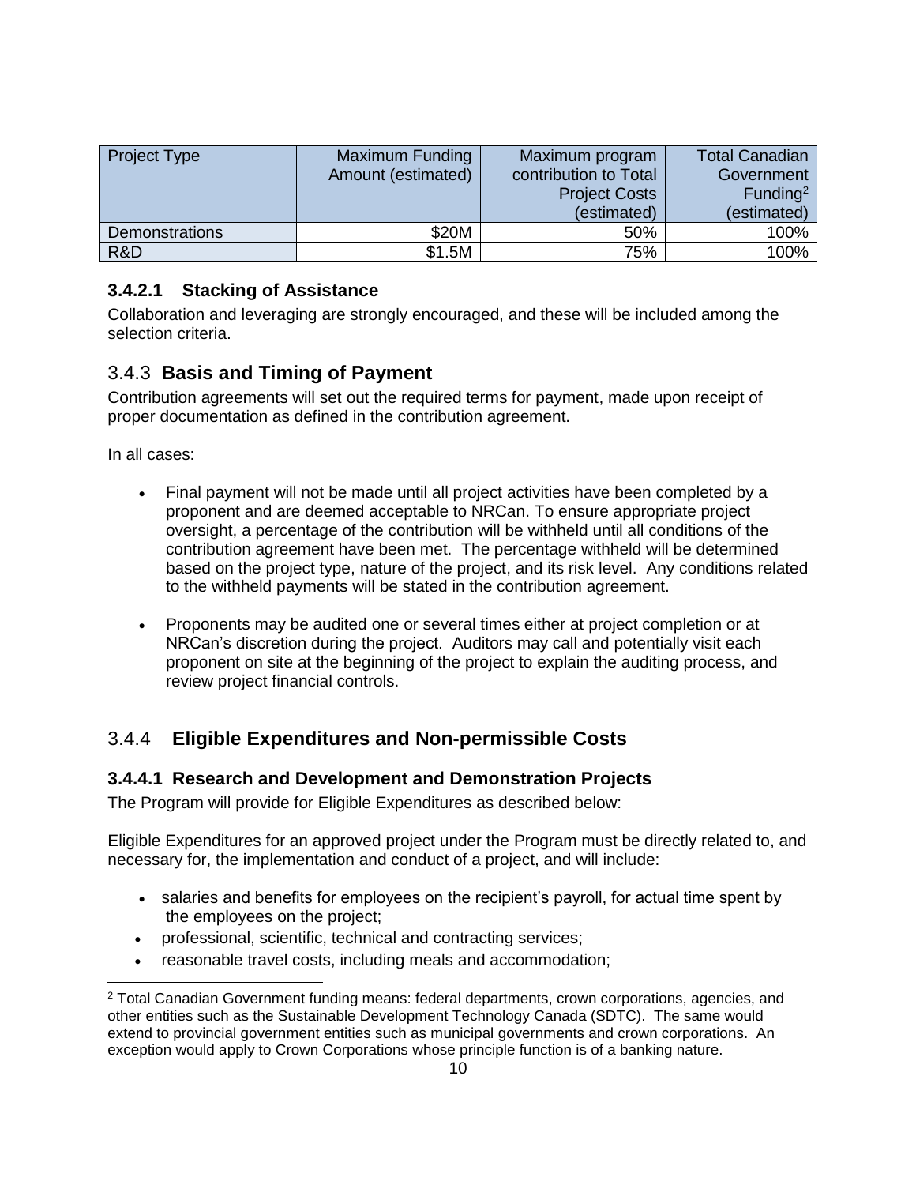| Project Type | Maximum Funding Amount (estimated) | Maximum program contribution to Total Project Costs (estimated) | Total Canadian Government Funding[2] (estimated) |
| --- | --- | --- | --- |
| Demonstrations | $20M | 50% | 100% |
| R&D | $1.5M | 75% | 100% |

#### 3.4.2.1 Stacking of Assistance

Collaboration and leveraging are strongly encouraged, and these will be included among the selection criteria.

### 3.4.3 Basis and Timing of Payment

Contribution agreements will set out the required terms for payment, made upon receipt of proper documentation as defined in the contribution agreement.

In all cases:

- Final payment will not be made until all project activities have been completed by a proponent and are deemed acceptable to NRCan. To ensure appropriate project oversight, a percentage of the contribution will be withheld until all conditions of the contribution agreement have been met. The percentage withheld will be determined based on the project type, nature of the project, and its risk level. Any conditions related to the withheld payments will be stated in the contribution agreement.
- Proponents may be audited one or several times either at project completion or at NRCan's discretion during the project. Auditors may call and potentially visit each proponent on site at the beginning of the project to explain the auditing process, and review project financial controls.

### 3.4.4 Eligible Expenditures and Non-permissible Costs

#### 3.4.4.1 Research and Development and Demonstration Projects

The Program will provide for Eligible Expenditures as described below:

Eligible Expenditures for an approved project under the Program must be directly related to, and necessary for, the implementation and conduct of a project, and will include:

- salaries and benefits for employees on the recipient's payroll, for actual time spent by the employees on the project;
- professional, scientific, technical and contracting services;
- reasonable travel costs, including meals and accommodation;

[2] Total Canadian Government funding means: federal departments, crown corporations, agencies, and other entities such as the Sustainable Development Technology Canada (SDTC). The same would extend to provincial government entities such as municipal governments and crown corporations. An exception would apply to Crown Corporations whose principle function is of a banking nature.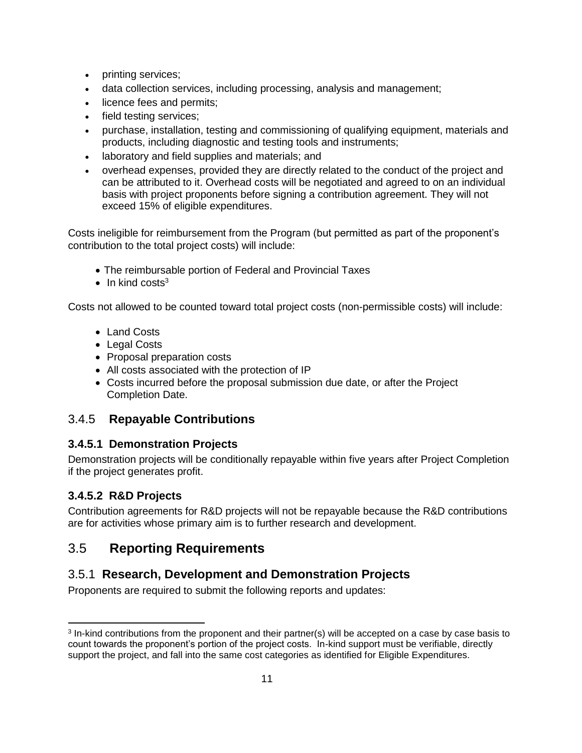- printing services;
- data collection services, including processing, analysis and management;
- licence fees and permits;
- field testing services;
- purchase, installation, testing and commissioning of qualifying equipment, materials and products, including diagnostic and testing tools and instruments;
- laboratory and field supplies and materials; and
- overhead expenses, provided they are directly related to the conduct of the project and can be attributed to it. Overhead costs will be negotiated and agreed to on an individual basis with project proponents before signing a contribution agreement. They will not exceed 15% of eligible expenditures.

Costs ineligible for reimbursement from the Program (but permitted as part of the proponent's contribution to the total project costs) will include:

- The reimbursable portion of Federal and Provincial Taxes
- In kind costs[3]

Costs not allowed to be counted toward total project costs (non-permissible costs) will include:

- Land Costs
- Legal Costs
- Proposal preparation costs
- All costs associated with the protection of IP
- Costs incurred before the proposal submission due date, or after the Project Completion Date.

### 3.4.5 **Repayable Contributions**

#### **3.4.5.1 Demonstration Projects**

Demonstration projects will be conditionally repayable within five years after Project Completion if the project generates profit.

#### **3.4.5.2 R&D Projects**

Contribution agreements for R&D projects will not be repayable because the R&D contributions are for activities whose primary aim is to further research and development.

## 3.5 **Reporting Requirements**

### 3.5.1 **Research, Development and Demonstration Projects**

Proponents are required to submit the following reports and updates:

[3] In-kind contributions from the proponent and their partner(s) will be accepted on a case by case basis to count towards the proponent's portion of the project costs. In-kind support must be verifiable, directly support the project, and fall into the same cost categories as identified for Eligible Expenditures.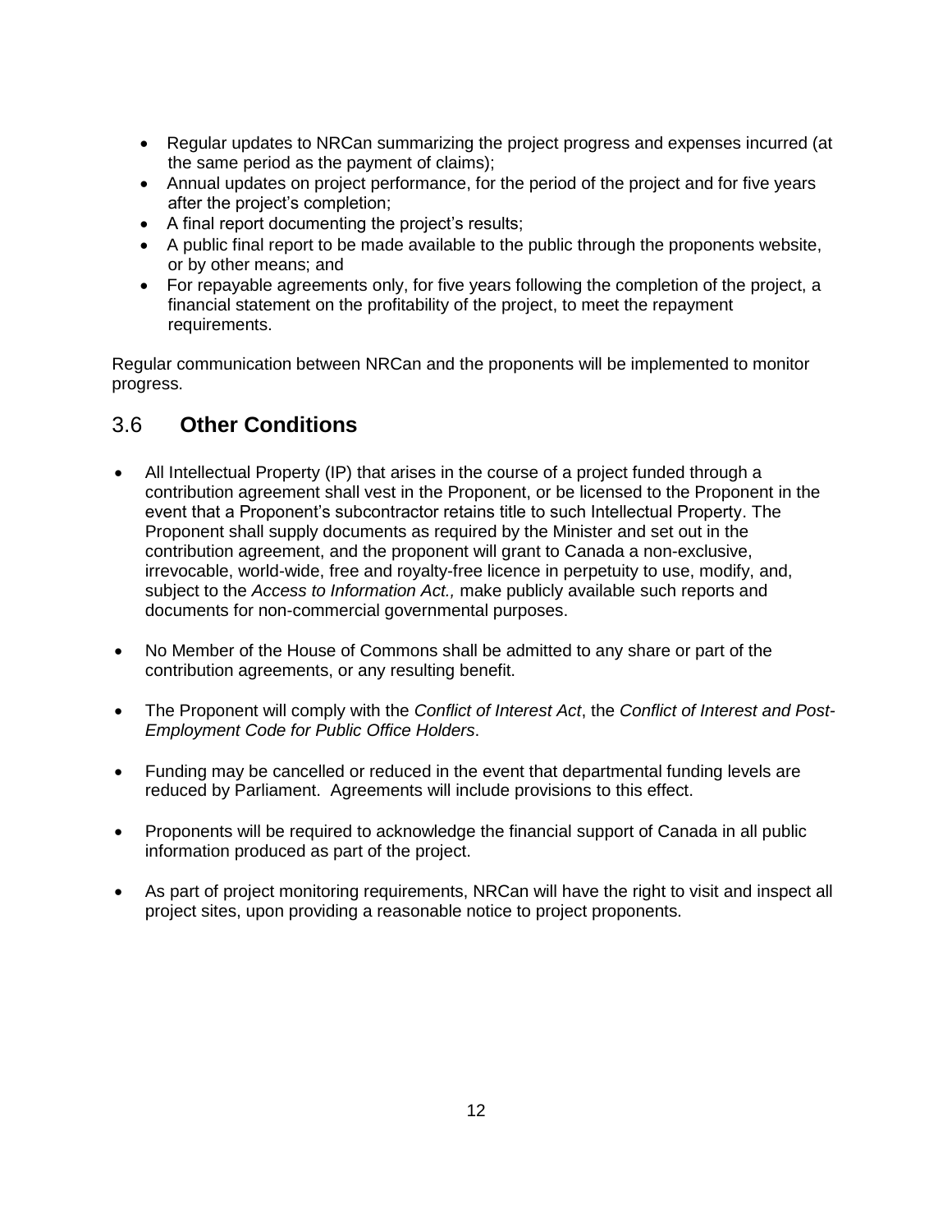- Regular updates to NRCan summarizing the project progress and expenses incurred (at the same period as the payment of claims);
- Annual updates on project performance, for the period of the project and for five years after the project's completion;
- A final report documenting the project's results;
- A public final report to be made available to the public through the proponents website, or by other means; and
- For repayable agreements only, for five years following the completion of the project, a financial statement on the profitability of the project, to meet the repayment requirements.

Regular communication between NRCan and the proponents will be implemented to monitor progress.

## 3.6 **Other Conditions**

- All Intellectual Property (IP) that arises in the course of a project funded through a contribution agreement shall vest in the Proponent, or be licensed to the Proponent in the event that a Proponent's subcontractor retains title to such Intellectual Property. The Proponent shall supply documents as required by the Minister and set out in the contribution agreement, and the proponent will grant to Canada a non-exclusive, irrevocable, world-wide, free and royalty-free licence in perpetuity to use, modify, and, subject to the *Access to Information Act.,* make publicly available such reports and documents for non-commercial governmental purposes.

- No Member of the House of Commons shall be admitted to any share or part of the contribution agreements, or any resulting benefit.

- The Proponent will comply with the *Conflict of Interest Act*, the *Conflict of Interest and Post-Employment Code for Public Office Holders*.

- Funding may be cancelled or reduced in the event that departmental funding levels are reduced by Parliament. Agreements will include provisions to this effect.

- Proponents will be required to acknowledge the financial support of Canada in all public information produced as part of the project.

- As part of project monitoring requirements, NRCan will have the right to visit and inspect all project sites, upon providing a reasonable notice to project proponents.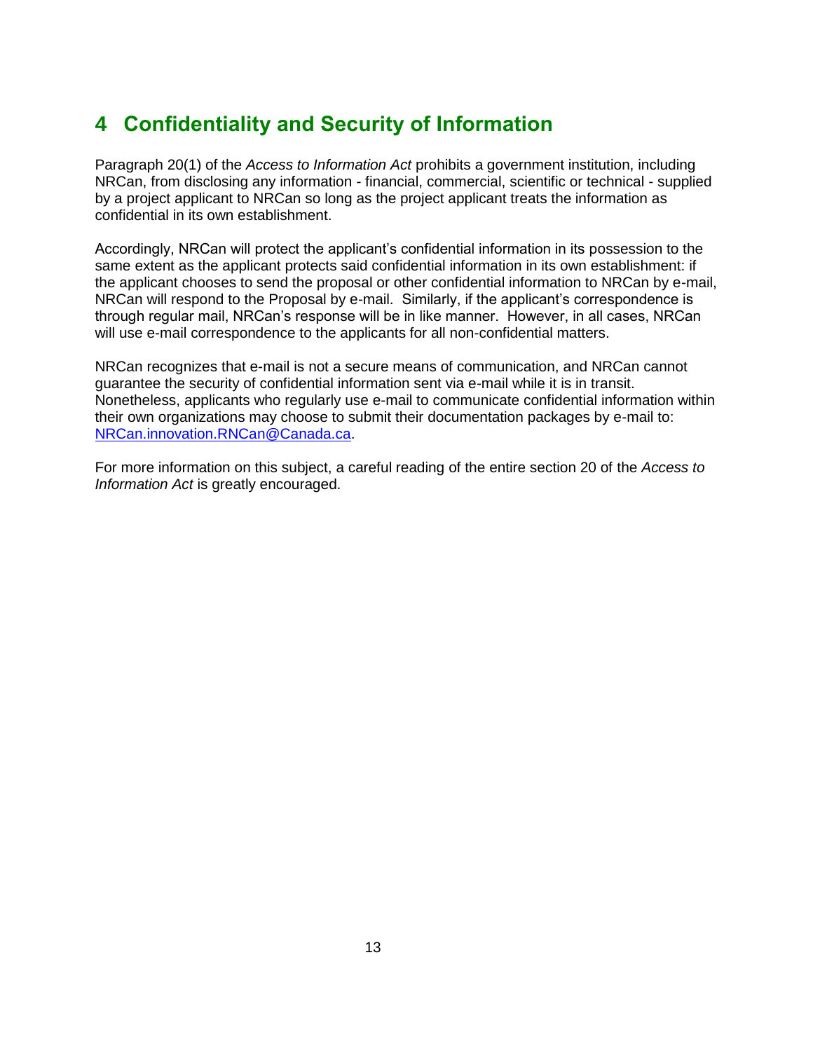# 4 Confidentiality and Security of Information

Paragraph 20(1) of the *Access to Information Act* prohibits a government institution, including NRCan, from disclosing any information - financial, commercial, scientific or technical - supplied by a project applicant to NRCan so long as the project applicant treats the information as confidential in its own establishment.

Accordingly, NRCan will protect the applicant's confidential information in its possession to the same extent as the applicant protects said confidential information in its own establishment: if the applicant chooses to send the proposal or other confidential information to NRCan by e-mail, NRCan will respond to the Proposal by e-mail. Similarly, if the applicant's correspondence is through regular mail, NRCan's response will be in like manner. However, in all cases, NRCan will use e-mail correspondence to the applicants for all non-confidential matters.

NRCan recognizes that e-mail is not a secure means of communication, and NRCan cannot guarantee the security of confidential information sent via e-mail while it is in transit. Nonetheless, applicants who regularly use e-mail to communicate confidential information within their own organizations may choose to submit their documentation packages by e-mail to: [NRCan.innovation.RNCan@Canada.ca](mailto:NRCan.innovation.RNCan@Canada.ca).

For more information on this subject, a careful reading of the entire section 20 of the *Access to Information Act* is greatly encouraged.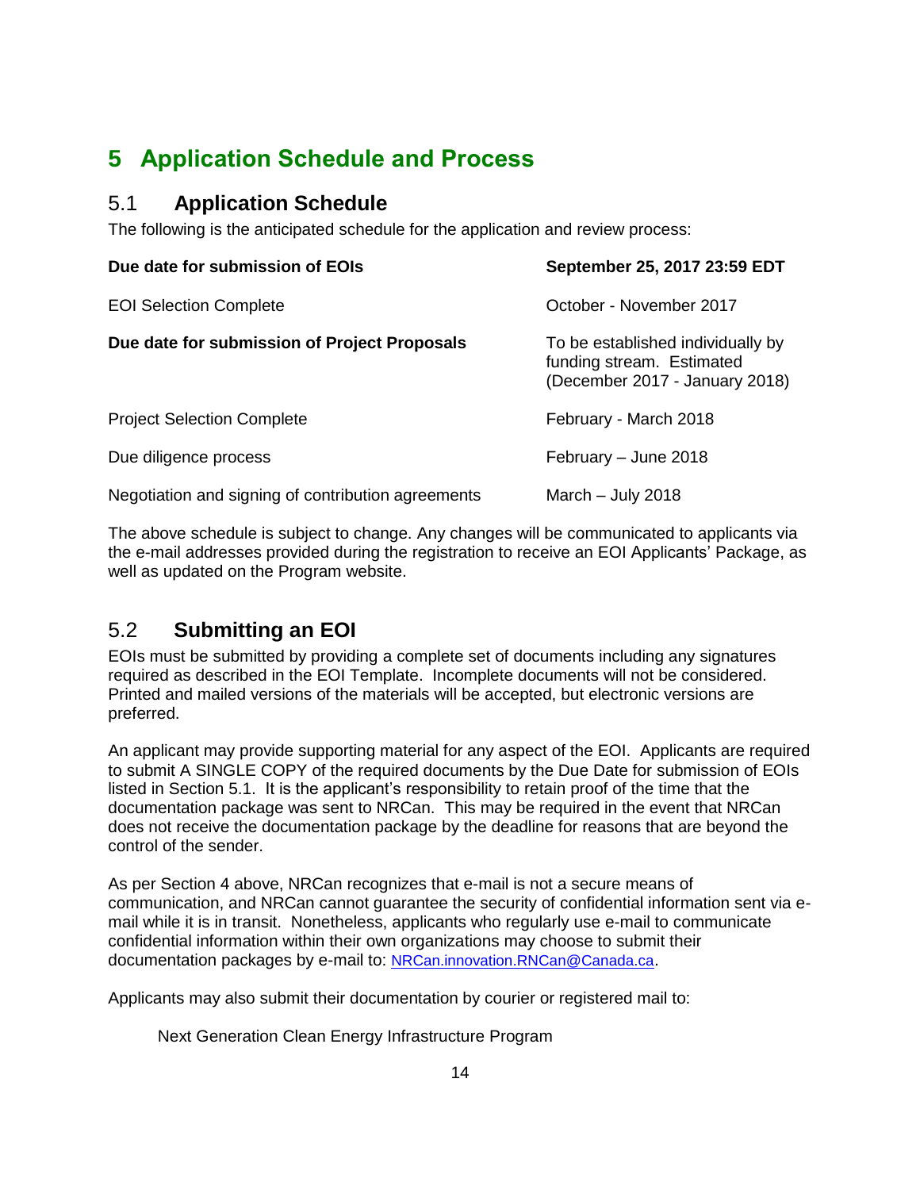# 5 Application Schedule and Process

## 5.1 Application Schedule

The following is the anticipated schedule for the application and review process:

| | |
|---|---|
| **Due date for submission of EOIs** | **September 25, 2017 23:59 EDT** |
| EOI Selection Complete | October - November 2017 |
| **Due date for submission of Project Proposals** | To be established individually by funding stream. Estimated (December 2017 - January 2018) |
| Project Selection Complete | February - March 2018 |
| Due diligence process | February – June 2018 |
| Negotiation and signing of contribution agreements | March – July 2018 |

The above schedule is subject to change. Any changes will be communicated to applicants via the e-mail addresses provided during the registration to receive an EOI Applicants' Package, as well as updated on the Program website.

## 5.2 Submitting an EOI

EOIs must be submitted by providing a complete set of documents including any signatures required as described in the EOI Template. Incomplete documents will not be considered. Printed and mailed versions of the materials will be accepted, but electronic versions are preferred.

An applicant may provide supporting material for any aspect of the EOI. Applicants are required to submit A SINGLE COPY of the required documents by the Due Date for submission of EOIs listed in Section 5.1. It is the applicant's responsibility to retain proof of the time that the documentation package was sent to NRCan. This may be required in the event that NRCan does not receive the documentation package by the deadline for reasons that are beyond the control of the sender.

As per Section 4 above, NRCan recognizes that e-mail is not a secure means of communication, and NRCan cannot guarantee the security of confidential information sent via e-mail while it is in transit. Nonetheless, applicants who regularly use e-mail to communicate confidential information within their own organizations may choose to submit their documentation packages by e-mail to: NRCan.innovation.RNCan@Canada.ca.

Applicants may also submit their documentation by courier or registered mail to:

Next Generation Clean Energy Infrastructure Program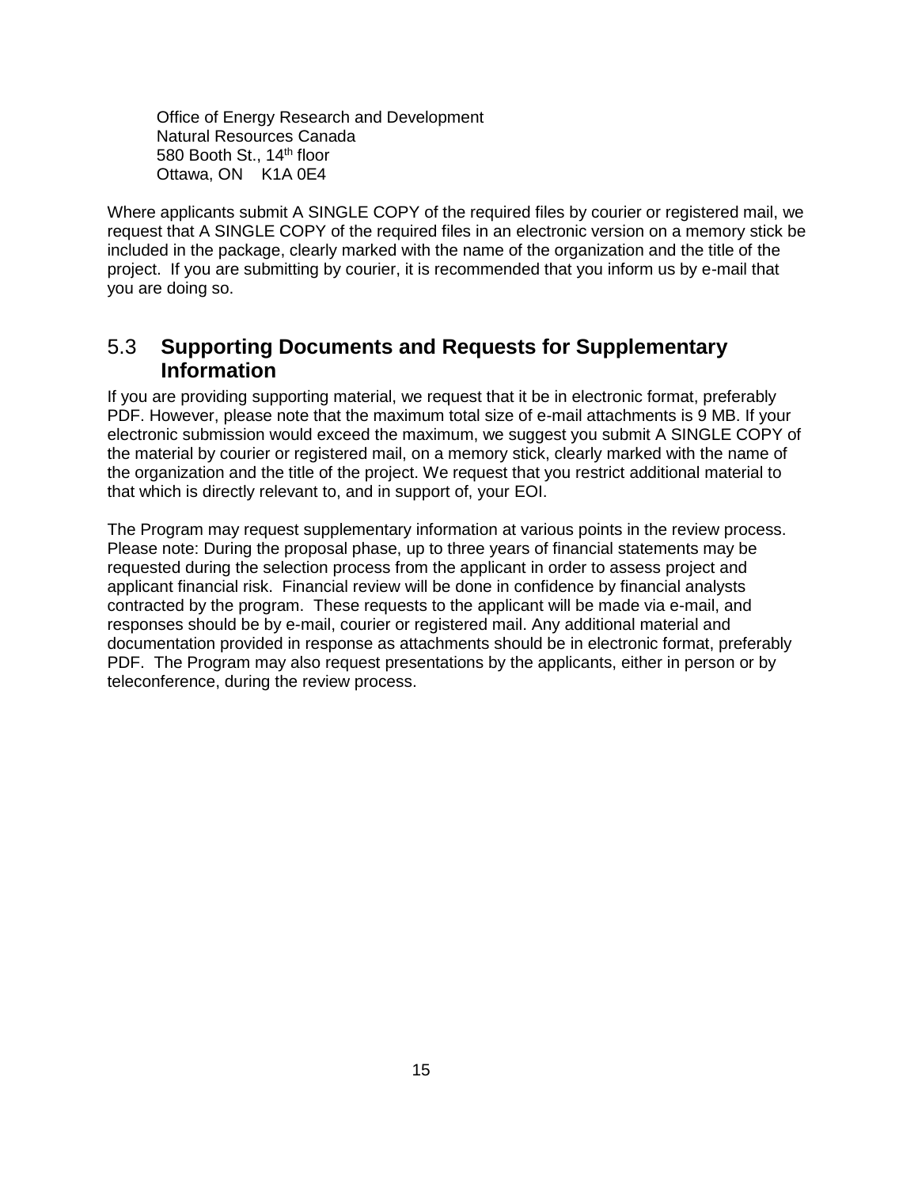Office of Energy Research and Development
Natural Resources Canada
580 Booth St., 14th floor
Ottawa, ON K1A 0E4

Where applicants submit A SINGLE COPY of the required files by courier or registered mail, we request that A SINGLE COPY of the required files in an electronic version on a memory stick be included in the package, clearly marked with the name of the organization and the title of the project. If you are submitting by courier, it is recommended that you inform us by e-mail that you are doing so.

## 5.3 Supporting Documents and Requests for Supplementary Information

If you are providing supporting material, we request that it be in electronic format, preferably PDF. However, please note that the maximum total size of e-mail attachments is 9 MB. If your electronic submission would exceed the maximum, we suggest you submit A SINGLE COPY of the material by courier or registered mail, on a memory stick, clearly marked with the name of the organization and the title of the project. We request that you restrict additional material to that which is directly relevant to, and in support of, your EOI.

The Program may request supplementary information at various points in the review process. Please note: During the proposal phase, up to three years of financial statements may be requested during the selection process from the applicant in order to assess project and applicant financial risk. Financial review will be done in confidence by financial analysts contracted by the program. These requests to the applicant will be made via e-mail, and responses should be by e-mail, courier or registered mail. Any additional material and documentation provided in response as attachments should be in electronic format, preferably PDF. The Program may also request presentations by the applicants, either in person or by teleconference, during the review process.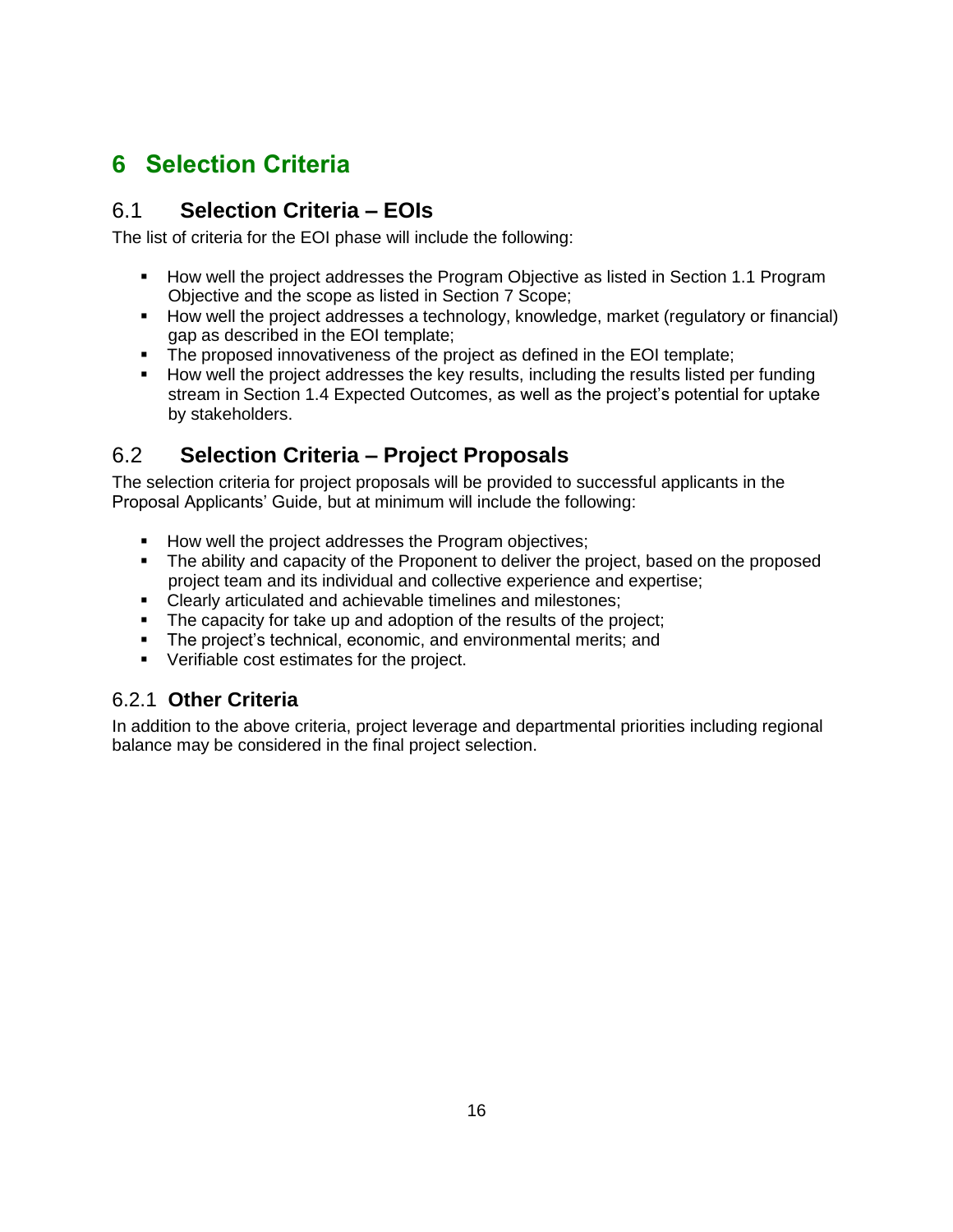# 6 Selection Criteria

## 6.1 Selection Criteria – EOIs

The list of criteria for the EOI phase will include the following:

- How well the project addresses the Program Objective as listed in Section 1.1 Program Objective and the scope as listed in Section 7 Scope;
- How well the project addresses a technology, knowledge, market (regulatory or financial) gap as described in the EOI template;
- The proposed innovativeness of the project as defined in the EOI template;
- How well the project addresses the key results, including the results listed per funding stream in Section 1.4 Expected Outcomes, as well as the project's potential for uptake by stakeholders.

## 6.2 Selection Criteria – Project Proposals

The selection criteria for project proposals will be provided to successful applicants in the Proposal Applicants' Guide, but at minimum will include the following:

- How well the project addresses the Program objectives;
- The ability and capacity of the Proponent to deliver the project, based on the proposed project team and its individual and collective experience and expertise;
- Clearly articulated and achievable timelines and milestones;
- The capacity for take up and adoption of the results of the project;
- The project's technical, economic, and environmental merits; and
- Verifiable cost estimates for the project.

### 6.2.1 Other Criteria

In addition to the above criteria, project leverage and departmental priorities including regional balance may be considered in the final project selection.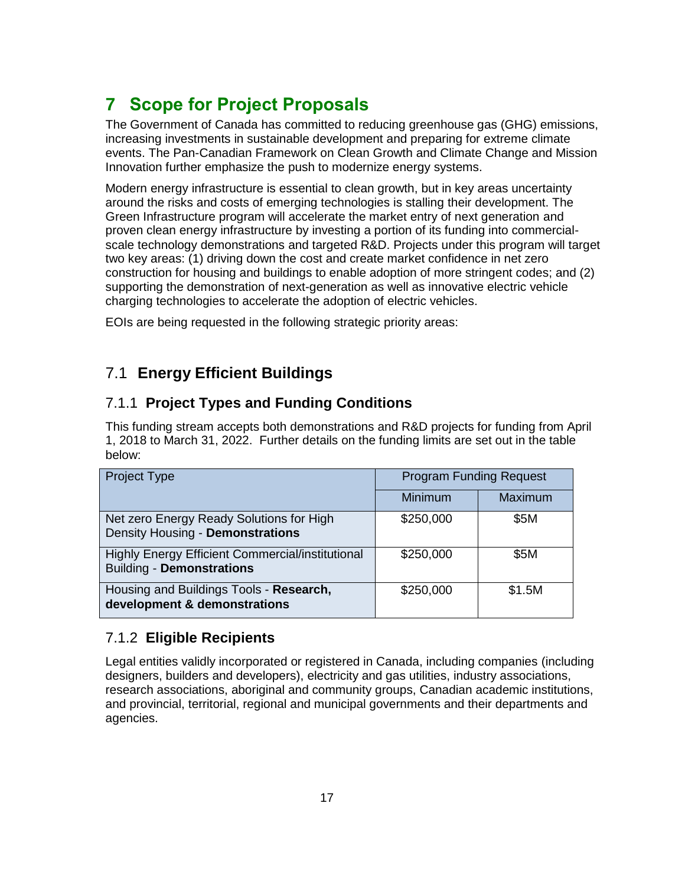# 7 Scope for Project Proposals

The Government of Canada has committed to reducing greenhouse gas (GHG) emissions, increasing investments in sustainable development and preparing for extreme climate events. The Pan-Canadian Framework on Clean Growth and Climate Change and Mission Innovation further emphasize the push to modernize energy systems.

Modern energy infrastructure is essential to clean growth, but in key areas uncertainty around the risks and costs of emerging technologies is stalling their development. The Green Infrastructure program will accelerate the market entry of next generation and proven clean energy infrastructure by investing a portion of its funding into commercial-scale technology demonstrations and targeted R&D. Projects under this program will target two key areas: (1) driving down the cost and create market confidence in net zero construction for housing and buildings to enable adoption of more stringent codes; and (2) supporting the demonstration of next-generation as well as innovative electric vehicle charging technologies to accelerate the adoption of electric vehicles.

EOIs are being requested in the following strategic priority areas:

## 7.1 Energy Efficient Buildings

### 7.1.1 Project Types and Funding Conditions

This funding stream accepts both demonstrations and R&D projects for funding from April 1, 2018 to March 31, 2022. Further details on the funding limits are set out in the table below:

| Project Type | Program Funding Request | |
|---|---|---|
| | Minimum | Maximum |
| Net zero Energy Ready Solutions for High Density Housing - **Demonstrations** | $250,000 | $5M |
| Highly Energy Efficient Commercial/institutional Building - **Demonstrations** | $250,000 | $5M |
| Housing and Buildings Tools - **Research, development & demonstrations** | $250,000 | $1.5M |

### 7.1.2 Eligible Recipients

Legal entities validly incorporated or registered in Canada, including companies (including designers, builders and developers), electricity and gas utilities, industry associations, research associations, aboriginal and community groups, Canadian academic institutions, and provincial, territorial, regional and municipal governments and their departments and agencies.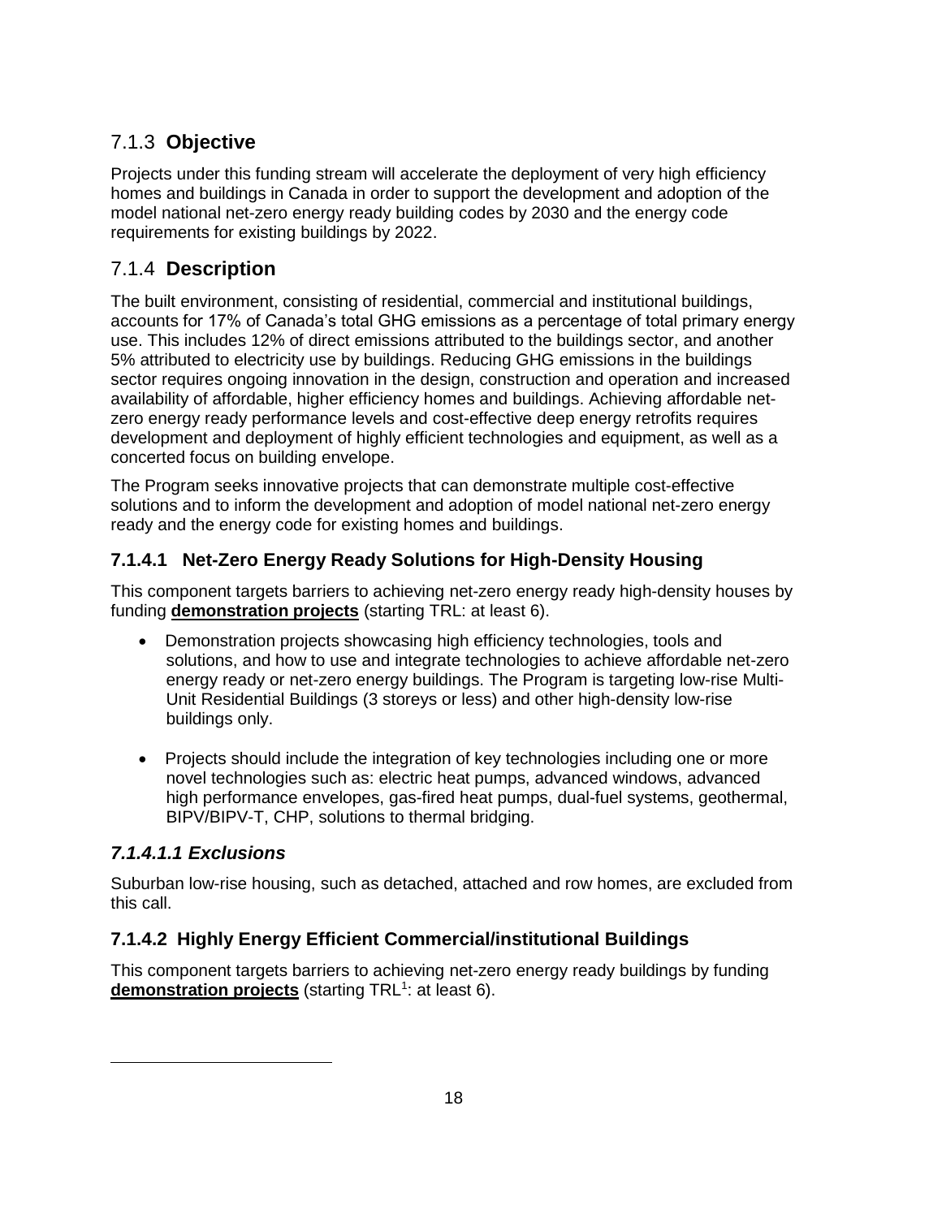## 7.1.3 **Objective**

Projects under this funding stream will accelerate the deployment of very high efficiency homes and buildings in Canada in order to support the development and adoption of the model national net-zero energy ready building codes by 2030 and the energy code requirements for existing buildings by 2022.

## 7.1.4 **Description**

The built environment, consisting of residential, commercial and institutional buildings, accounts for 17% of Canada's total GHG emissions as a percentage of total primary energy use. This includes 12% of direct emissions attributed to the buildings sector, and another 5% attributed to electricity use by buildings. Reducing GHG emissions in the buildings sector requires ongoing innovation in the design, construction and operation and increased availability of affordable, higher efficiency homes and buildings. Achieving affordable net-zero energy ready performance levels and cost-effective deep energy retrofits requires development and deployment of highly efficient technologies and equipment, as well as a concerted focus on building envelope.

The Program seeks innovative projects that can demonstrate multiple cost-effective solutions and to inform the development and adoption of model national net-zero energy ready and the energy code for existing homes and buildings.

### 7.1.4.1 Net-Zero Energy Ready Solutions for High-Density Housing

This component targets barriers to achieving net-zero energy ready high-density houses by funding **demonstration projects** (starting TRL: at least 6).

- Demonstration projects showcasing high efficiency technologies, tools and solutions, and how to use and integrate technologies to achieve affordable net-zero energy ready or net-zero energy buildings. The Program is targeting low-rise Multi-Unit Residential Buildings (3 storeys or less) and other high-density low-rise buildings only.

- Projects should include the integration of key technologies including one or more novel technologies such as: electric heat pumps, advanced windows, advanced high performance envelopes, gas-fired heat pumps, dual-fuel systems, geothermal, BIPV/BIPV-T, CHP, solutions to thermal bridging.

### *7.1.4.1.1 Exclusions*

Suburban low-rise housing, such as detached, attached and row homes, are excluded from this call.

### 7.1.4.2 Highly Energy Efficient Commercial/institutional Buildings

This component targets barriers to achieving net-zero energy ready buildings by funding **demonstration projects** (starting TRL[1]: at least 6).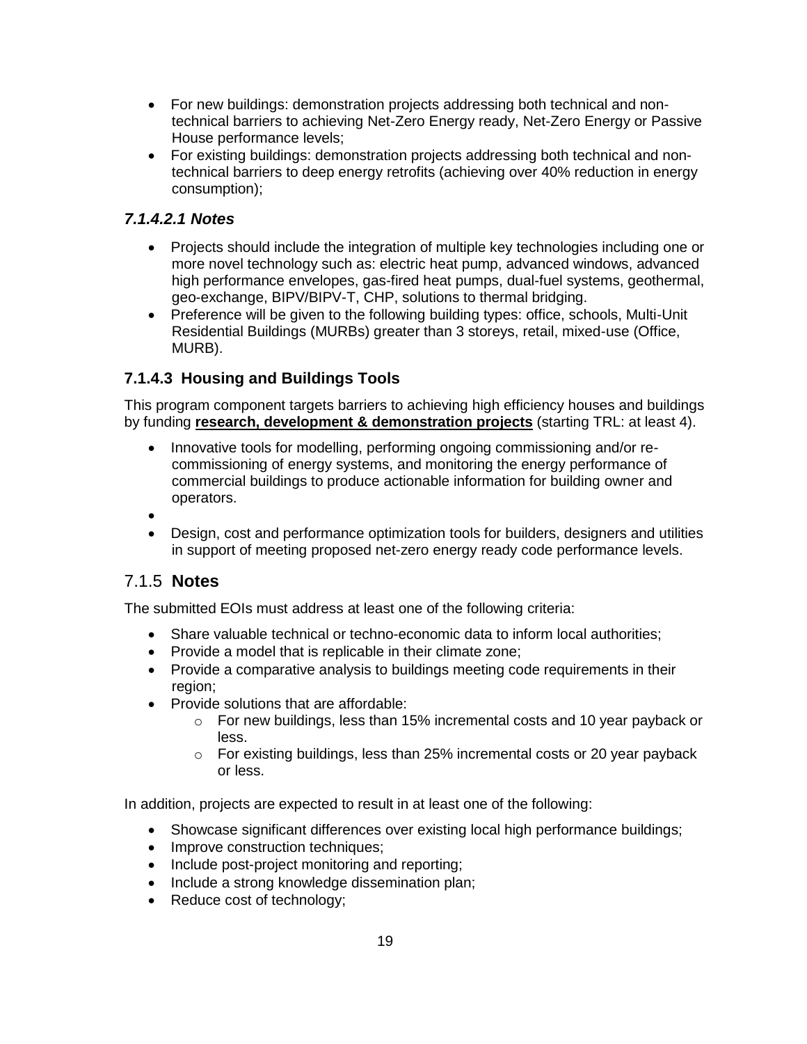- For new buildings: demonstration projects addressing both technical and non-technical barriers to achieving Net-Zero Energy ready, Net-Zero Energy or Passive House performance levels;
- For existing buildings: demonstration projects addressing both technical and non-technical barriers to deep energy retrofits (achieving over 40% reduction in energy consumption);

#### *7.1.4.2.1 Notes*

- Projects should include the integration of multiple key technologies including one or more novel technology such as: electric heat pump, advanced windows, advanced high performance envelopes, gas-fired heat pumps, dual-fuel systems, geothermal, geo-exchange, BIPV/BIPV-T, CHP, solutions to thermal bridging.
- Preference will be given to the following building types: office, schools, Multi-Unit Residential Buildings (MURBs) greater than 3 storeys, retail, mixed-use (Office, MURB).

### 7.1.4.3 Housing and Buildings Tools

This program component targets barriers to achieving high efficiency houses and buildings by funding **research, development & demonstration projects** (starting TRL: at least 4).

- Innovative tools for modelling, performing ongoing commissioning and/or re-commissioning of energy systems, and monitoring the energy performance of commercial buildings to produce actionable information for building owner and operators.
- 
- Design, cost and performance optimization tools for builders, designers and utilities in support of meeting proposed net-zero energy ready code performance levels.

## 7.1.5 **Notes**

The submitted EOIs must address at least one of the following criteria:

- Share valuable technical or techno-economic data to inform local authorities;
- Provide a model that is replicable in their climate zone;
- Provide a comparative analysis to buildings meeting code requirements in their region;
- Provide solutions that are affordable:
  - For new buildings, less than 15% incremental costs and 10 year payback or less.
  - For existing buildings, less than 25% incremental costs or 20 year payback or less.

In addition, projects are expected to result in at least one of the following:

- Showcase significant differences over existing local high performance buildings;
- Improve construction techniques;
- Include post-project monitoring and reporting;
- Include a strong knowledge dissemination plan;
- Reduce cost of technology;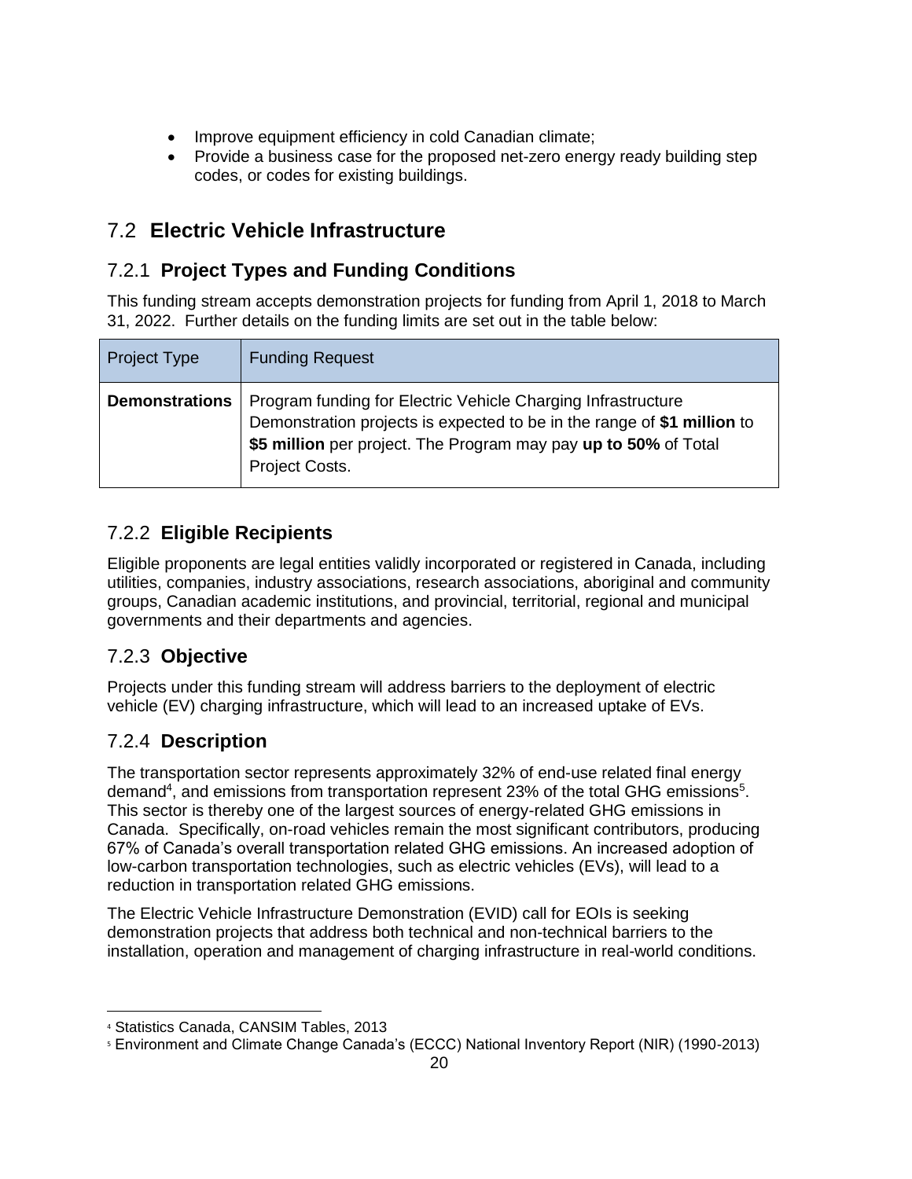- Improve equipment efficiency in cold Canadian climate;
- Provide a business case for the proposed net-zero energy ready building step codes, or codes for existing buildings.

## 7.2 Electric Vehicle Infrastructure

### 7.2.1 Project Types and Funding Conditions

This funding stream accepts demonstration projects for funding from April 1, 2018 to March 31, 2022. Further details on the funding limits are set out in the table below:

| Project Type | Funding Request |
| --- | --- |
| **Demonstrations** | Program funding for Electric Vehicle Charging Infrastructure Demonstration projects is expected to be in the range of **$1 million** to **$5 million** per project. The Program may pay **up to 50%** of Total Project Costs. |

### 7.2.2 Eligible Recipients

Eligible proponents are legal entities validly incorporated or registered in Canada, including utilities, companies, industry associations, research associations, aboriginal and community groups, Canadian academic institutions, and provincial, territorial, regional and municipal governments and their departments and agencies.

### 7.2.3 Objective

Projects under this funding stream will address barriers to the deployment of electric vehicle (EV) charging infrastructure, which will lead to an increased uptake of EVs.

### 7.2.4 Description

The transportation sector represents approximately 32% of end-use related final energy demand[4], and emissions from transportation represent 23% of the total GHG emissions[5]. This sector is thereby one of the largest sources of energy-related GHG emissions in Canada. Specifically, on-road vehicles remain the most significant contributors, producing 67% of Canada's overall transportation related GHG emissions. An increased adoption of low-carbon transportation technologies, such as electric vehicles (EVs), will lead to a reduction in transportation related GHG emissions.

The Electric Vehicle Infrastructure Demonstration (EVID) call for EOIs is seeking demonstration projects that address both technical and non-technical barriers to the installation, operation and management of charging infrastructure in real-world conditions.

---

[4] Statistics Canada, CANSIM Tables, 2013

[5] Environment and Climate Change Canada's (ECCC) National Inventory Report (NIR) (1990-2013)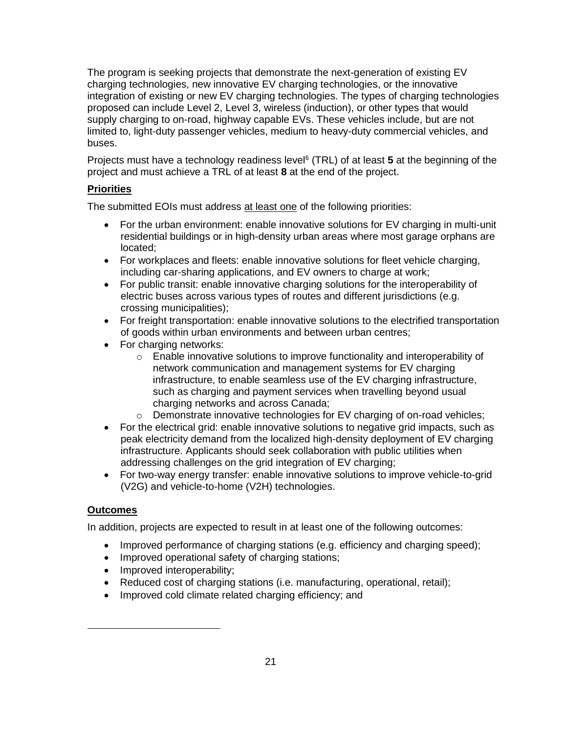The program is seeking projects that demonstrate the next-generation of existing EV charging technologies, new innovative EV charging technologies, or the innovative integration of existing or new EV charging technologies. The types of charging technologies proposed can include Level 2, Level 3, wireless (induction), or other types that would supply charging to on-road, highway capable EVs. These vehicles include, but are not limited to, light-duty passenger vehicles, medium to heavy-duty commercial vehicles, and buses.

Projects must have a technology readiness level[6] (TRL) of at least **5** at the beginning of the project and must achieve a TRL of at least **8** at the end of the project.

**Priorities**

The submitted EOIs must address at least one of the following priorities:

- For the urban environment: enable innovative solutions for EV charging in multi-unit residential buildings or in high-density urban areas where most garage orphans are located;
- For workplaces and fleets: enable innovative solutions for fleet vehicle charging, including car-sharing applications, and EV owners to charge at work;
- For public transit: enable innovative charging solutions for the interoperability of electric buses across various types of routes and different jurisdictions (e.g. crossing municipalities);
- For freight transportation: enable innovative solutions to the electrified transportation of goods within urban environments and between urban centres;
- For charging networks:
    - Enable innovative solutions to improve functionality and interoperability of network communication and management systems for EV charging infrastructure, to enable seamless use of the EV charging infrastructure, such as charging and payment services when travelling beyond usual charging networks and across Canada;
    - Demonstrate innovative technologies for EV charging of on-road vehicles;
- For the electrical grid: enable innovative solutions to negative grid impacts, such as peak electricity demand from the localized high-density deployment of EV charging infrastructure. Applicants should seek collaboration with public utilities when addressing challenges on the grid integration of EV charging;
- For two-way energy transfer: enable innovative solutions to improve vehicle-to-grid (V2G) and vehicle-to-home (V2H) technologies.

**Outcomes**

In addition, projects are expected to result in at least one of the following outcomes:

- Improved performance of charging stations (e.g. efficiency and charging speed);
- Improved operational safety of charging stations;
- Improved interoperability;
- Reduced cost of charging stations (i.e. manufacturing, operational, retail);
- Improved cold climate related charging efficiency; and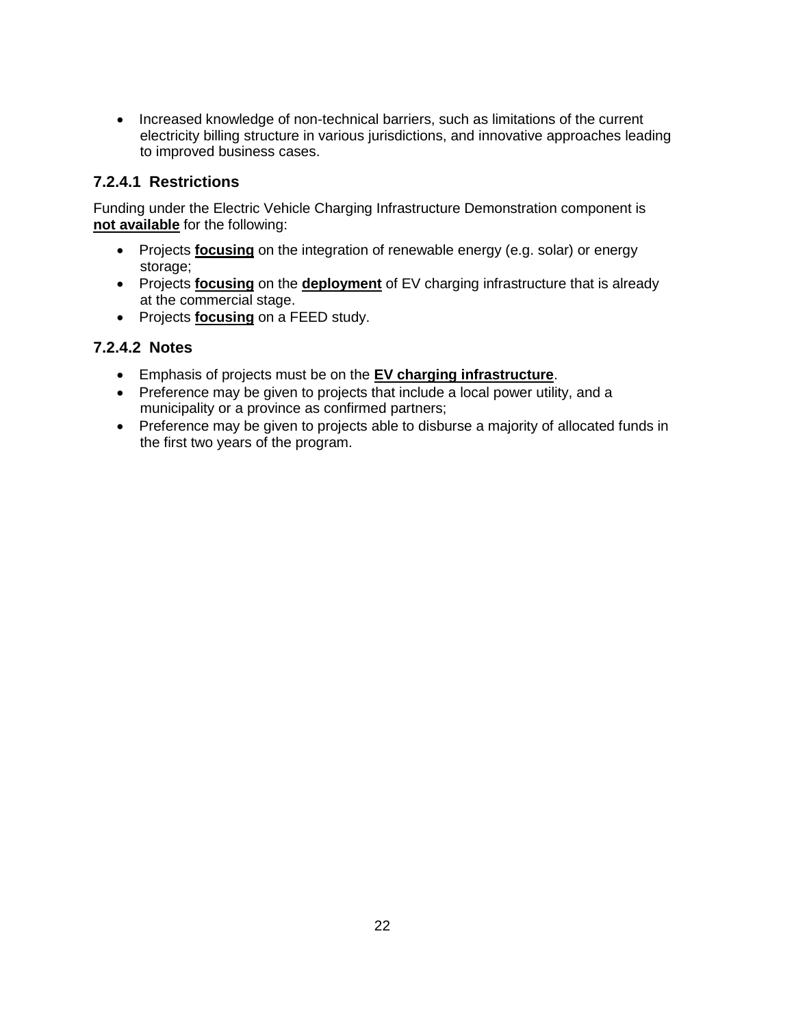- Increased knowledge of non-technical barriers, such as limitations of the current electricity billing structure in various jurisdictions, and innovative approaches leading to improved business cases.

### 7.2.4.1 Restrictions

Funding under the Electric Vehicle Charging Infrastructure Demonstration component is **not available** for the following:

- Projects **focusing** on the integration of renewable energy (e.g. solar) or energy storage;
- Projects **focusing** on the **deployment** of EV charging infrastructure that is already at the commercial stage.
- Projects **focusing** on a FEED study.

### 7.2.4.2 Notes

- Emphasis of projects must be on the **EV charging infrastructure**.
- Preference may be given to projects that include a local power utility, and a municipality or a province as confirmed partners;
- Preference may be given to projects able to disburse a majority of allocated funds in the first two years of the program.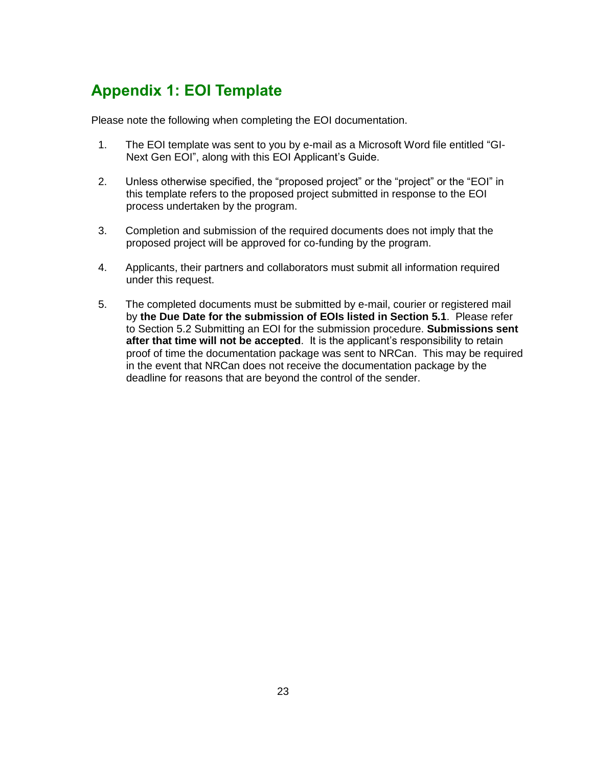## Appendix 1: EOI Template

Please note the following when completing the EOI documentation.

1. The EOI template was sent to you by e-mail as a Microsoft Word file entitled "GI-Next Gen EOI", along with this EOI Applicant's Guide.

2. Unless otherwise specified, the "proposed project" or the "project" or the "EOI" in this template refers to the proposed project submitted in response to the EOI process undertaken by the program.

3. Completion and submission of the required documents does not imply that the proposed project will be approved for co-funding by the program.

4. Applicants, their partners and collaborators must submit all information required under this request.

5. The completed documents must be submitted by e-mail, courier or registered mail by **the Due Date for the submission of EOIs listed in Section 5.1**. Please refer to Section 5.2 Submitting an EOI for the submission procedure. **Submissions sent after that time will not be accepted**. It is the applicant's responsibility to retain proof of time the documentation package was sent to NRCan. This may be required in the event that NRCan does not receive the documentation package by the deadline for reasons that are beyond the control of the sender.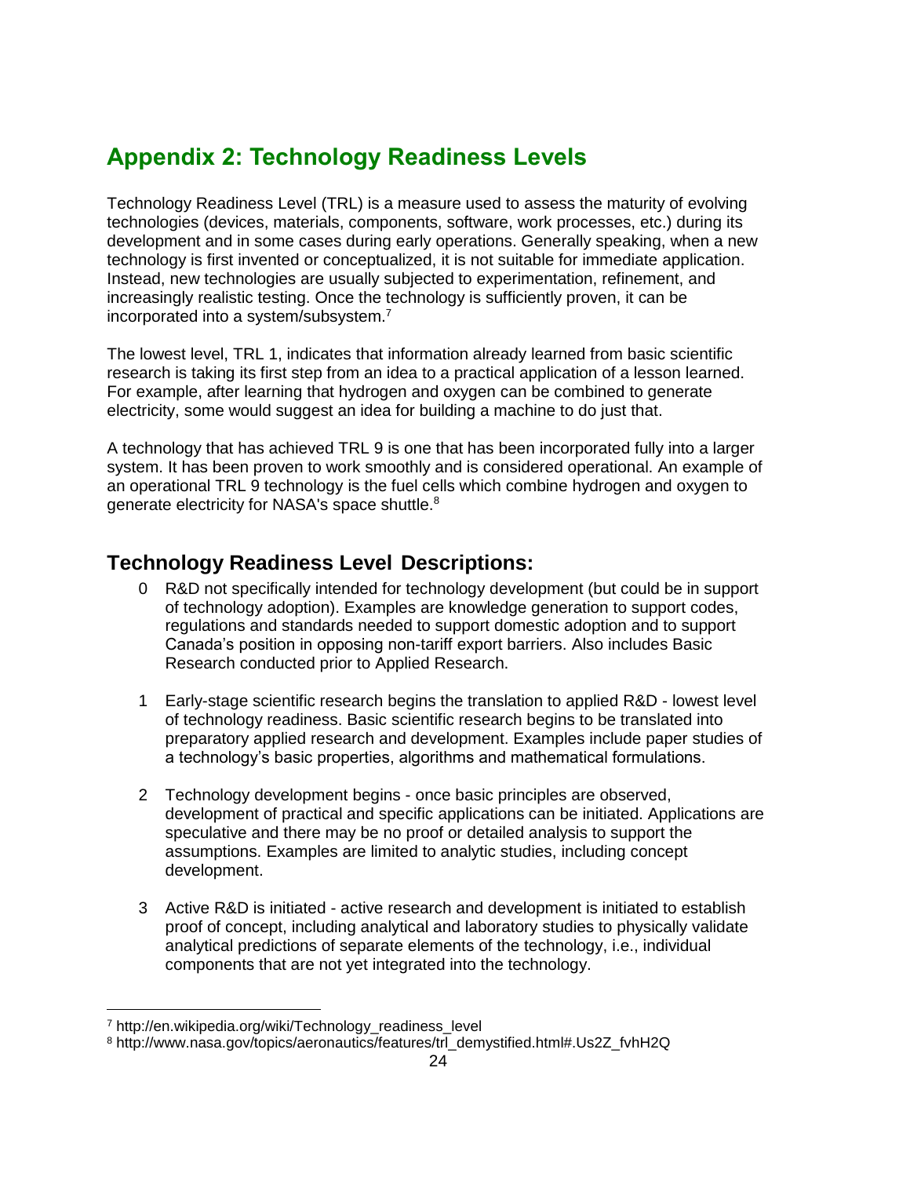## Appendix 2: Technology Readiness Levels

Technology Readiness Level (TRL) is a measure used to assess the maturity of evolving technologies (devices, materials, components, software, work processes, etc.) during its development and in some cases during early operations. Generally speaking, when a new technology is first invented or conceptualized, it is not suitable for immediate application. Instead, new technologies are usually subjected to experimentation, refinement, and increasingly realistic testing. Once the technology is sufficiently proven, it can be incorporated into a system/subsystem.[7]

The lowest level, TRL 1, indicates that information already learned from basic scientific research is taking its first step from an idea to a practical application of a lesson learned. For example, after learning that hydrogen and oxygen can be combined to generate electricity, some would suggest an idea for building a machine to do just that.

A technology that has achieved TRL 9 is one that has been incorporated fully into a larger system. It has been proven to work smoothly and is considered operational. An example of an operational TRL 9 technology is the fuel cells which combine hydrogen and oxygen to generate electricity for NASA's space shuttle.[8]

### Technology Readiness Level Descriptions:

0 R&D not specifically intended for technology development (but could be in support of technology adoption). Examples are knowledge generation to support codes, regulations and standards needed to support domestic adoption and to support Canada's position in opposing non-tariff export barriers. Also includes Basic Research conducted prior to Applied Research.

1 Early-stage scientific research begins the translation to applied R&D - lowest level of technology readiness. Basic scientific research begins to be translated into preparatory applied research and development. Examples include paper studies of a technology's basic properties, algorithms and mathematical formulations.

2 Technology development begins - once basic principles are observed, development of practical and specific applications can be initiated. Applications are speculative and there may be no proof or detailed analysis to support the assumptions. Examples are limited to analytic studies, including concept development.

3 Active R&D is initiated - active research and development is initiated to establish proof of concept, including analytical and laboratory studies to physically validate analytical predictions of separate elements of the technology, i.e., individual components that are not yet integrated into the technology.

---

[7] http://en.wikipedia.org/wiki/Technology_readiness_level

[8] http://www.nasa.gov/topics/aeronautics/features/trl_demystified.html#.Us2Z_fvhH2Q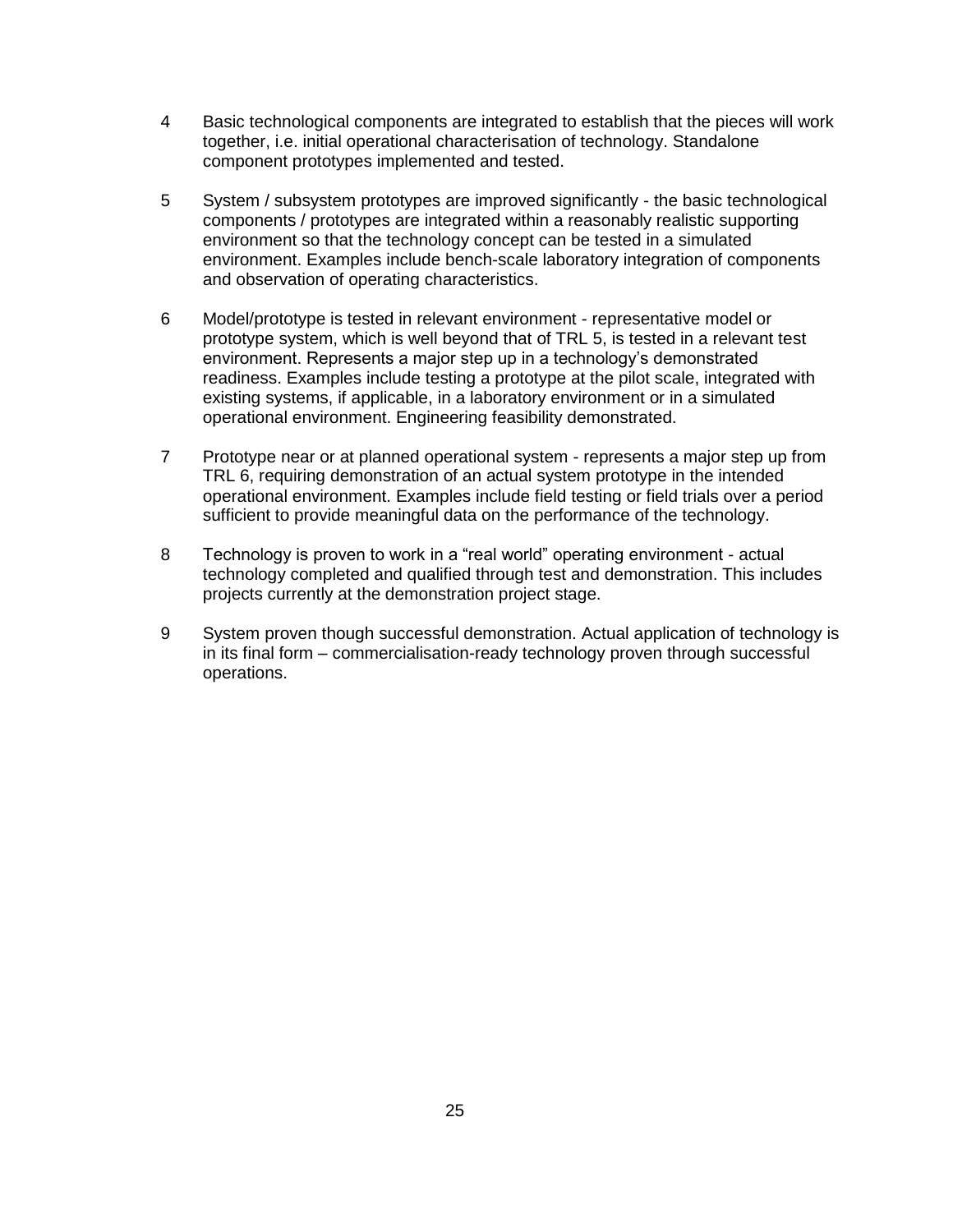4 Basic technological components are integrated to establish that the pieces will work together, i.e. initial operational characterisation of technology. Standalone component prototypes implemented and tested.

5 System / subsystem prototypes are improved significantly - the basic technological components / prototypes are integrated within a reasonably realistic supporting environment so that the technology concept can be tested in a simulated environment. Examples include bench-scale laboratory integration of components and observation of operating characteristics.

6 Model/prototype is tested in relevant environment - representative model or prototype system, which is well beyond that of TRL 5, is tested in a relevant test environment. Represents a major step up in a technology's demonstrated readiness. Examples include testing a prototype at the pilot scale, integrated with existing systems, if applicable, in a laboratory environment or in a simulated operational environment. Engineering feasibility demonstrated.

7 Prototype near or at planned operational system - represents a major step up from TRL 6, requiring demonstration of an actual system prototype in the intended operational environment. Examples include field testing or field trials over a period sufficient to provide meaningful data on the performance of the technology.

8 Technology is proven to work in a "real world" operating environment - actual technology completed and qualified through test and demonstration. This includes projects currently at the demonstration project stage.

9 System proven though successful demonstration. Actual application of technology is in its final form – commercialisation-ready technology proven through successful operations.